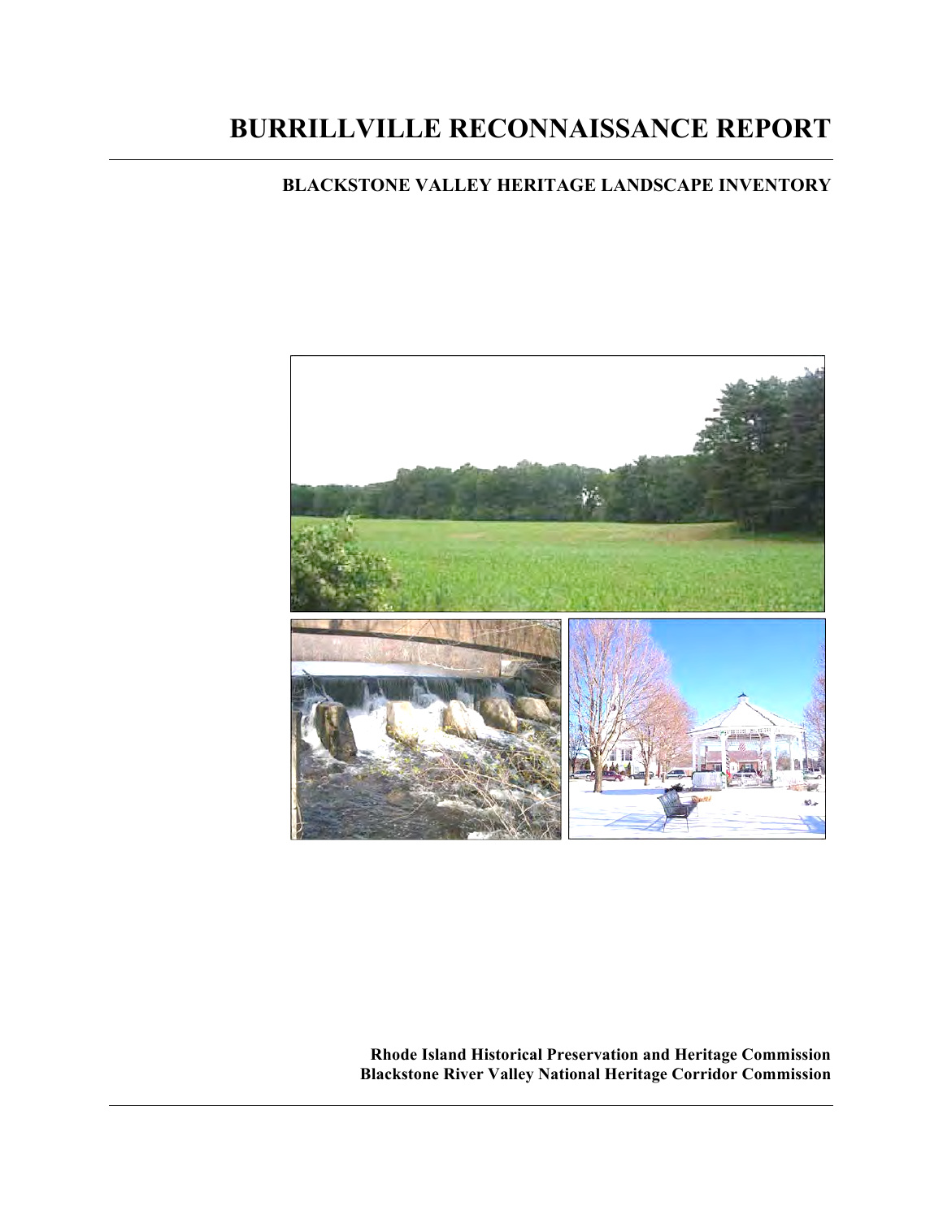# BURRILLVILLE RECONNAISSANCE REPORT

## BLACKSTONE VALLEY HERITAGE LANDSCAPE INVENTORY

**Rhode Island Historical Preservation and Heritage Commission**
**Blackstone River Valley National Heritage Corridor Commission**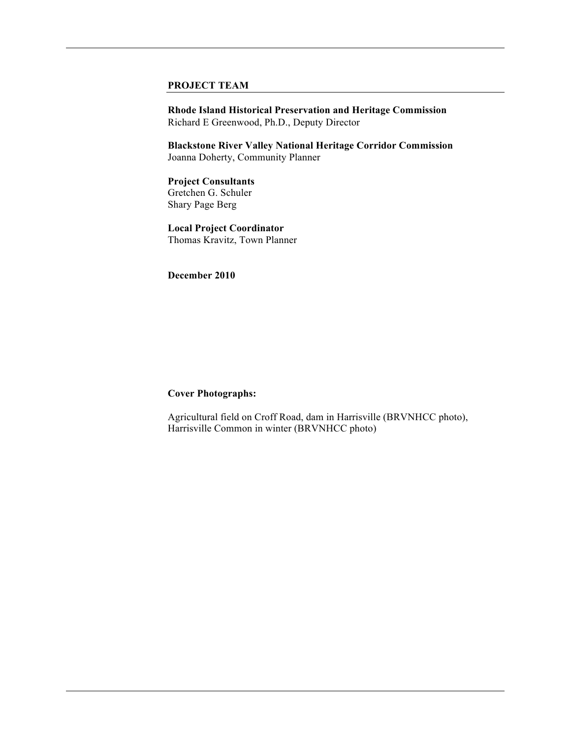## PROJECT TEAM

**Rhode Island Historical Preservation and Heritage Commission**
Richard E Greenwood, Ph.D., Deputy Director

**Blackstone River Valley National Heritage Corridor Commission**
Joanna Doherty, Community Planner

**Project Consultants**
Gretchen G. Schuler
Shary Page Berg

**Local Project Coordinator**
Thomas Kravitz, Town Planner

**December 2010**

**Cover Photographs:**

Agricultural field on Croff Road, dam in Harrisville (BRVNHCC photo), Harrisville Common in winter (BRVNHCC photo)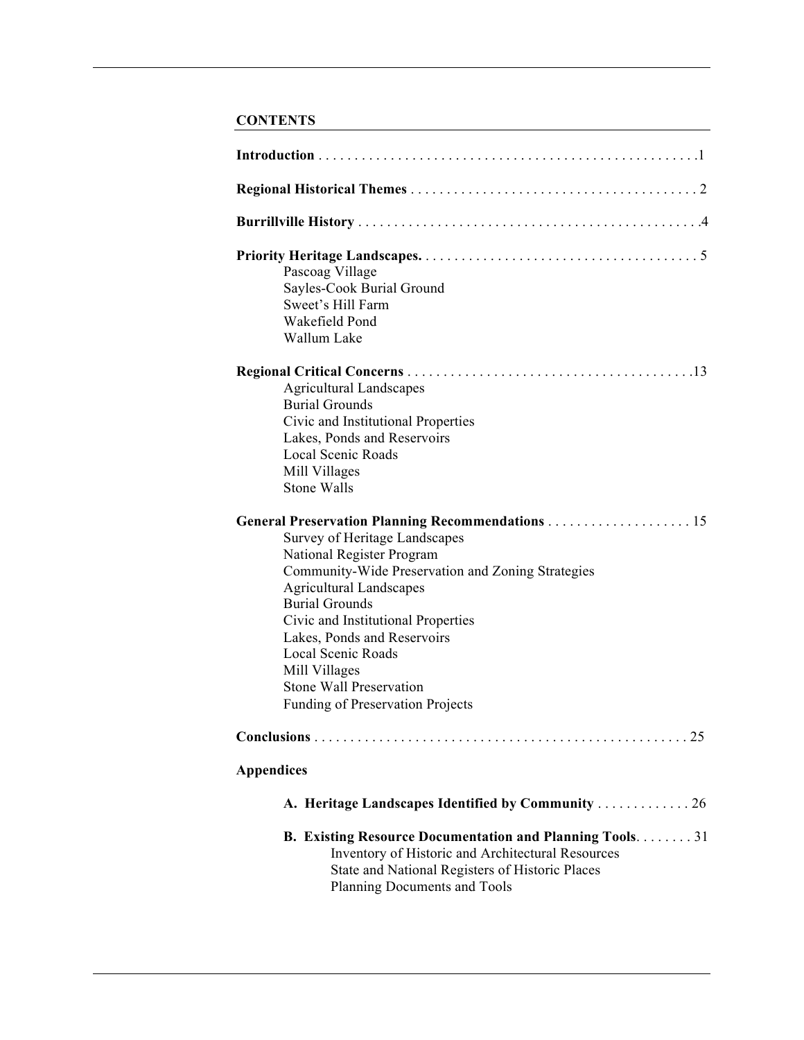## CONTENTS

**Introduction** . . . . . . . . . . . . . . . . . . . . . . . . . . . . . . . . . . . . . . . . . . . . . . . . . . . .1

**Regional Historical Themes** . . . . . . . . . . . . . . . . . . . . . . . . . . . . . . . . . . . . . . . 2

**Burrillville History** . . . . . . . . . . . . . . . . . . . . . . . . . . . . . . . . . . . . . . . . . . . . . . .4

**Priority Heritage Landscapes.** . . . . . . . . . . . . . . . . . . . . . . . . . . . . . . . . . . . . . . 5

- Pascoag Village
- Sayles-Cook Burial Ground
- Sweet's Hill Farm
- Wakefield Pond
- Wallum Lake

**Regional Critical Concerns** . . . . . . . . . . . . . . . . . . . . . . . . . . . . . . . . . . . . . . . .13

- Agricultural Landscapes
- Burial Grounds
- Civic and Institutional Properties
- Lakes, Ponds and Reservoirs
- Local Scenic Roads
- Mill Villages
- Stone Walls

**General Preservation Planning Recommendations** . . . . . . . . . . . . . . . . . . . . 15

- Survey of Heritage Landscapes
- National Register Program
- Community-Wide Preservation and Zoning Strategies
- Agricultural Landscapes
- Burial Grounds
- Civic and Institutional Properties
- Lakes, Ponds and Reservoirs
- Local Scenic Roads
- Mill Villages
- Stone Wall Preservation
- Funding of Preservation Projects

**Conclusions** . . . . . . . . . . . . . . . . . . . . . . . . . . . . . . . . . . . . . . . . . . . . . . . . . . . 25

**Appendices**

**A. Heritage Landscapes Identified by Community** . . . . . . . . . . . . . 26

**B. Existing Resource Documentation and Planning Tools**. . . . . . . . 31

- Inventory of Historic and Architectural Resources
- State and National Registers of Historic Places
- Planning Documents and Tools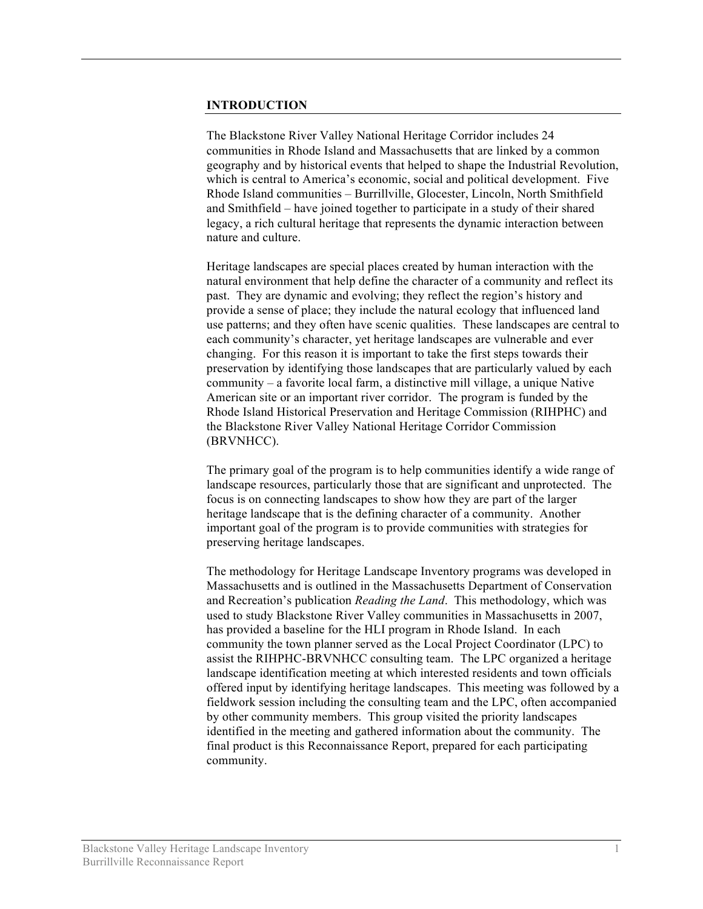## INTRODUCTION

The Blackstone River Valley National Heritage Corridor includes 24 communities in Rhode Island and Massachusetts that are linked by a common geography and by historical events that helped to shape the Industrial Revolution, which is central to America's economic, social and political development. Five Rhode Island communities – Burrillville, Glocester, Lincoln, North Smithfield and Smithfield – have joined together to participate in a study of their shared legacy, a rich cultural heritage that represents the dynamic interaction between nature and culture.

Heritage landscapes are special places created by human interaction with the natural environment that help define the character of a community and reflect its past. They are dynamic and evolving; they reflect the region's history and provide a sense of place; they include the natural ecology that influenced land use patterns; and they often have scenic qualities. These landscapes are central to each community's character, yet heritage landscapes are vulnerable and ever changing. For this reason it is important to take the first steps towards their preservation by identifying those landscapes that are particularly valued by each community – a favorite local farm, a distinctive mill village, a unique Native American site or an important river corridor. The program is funded by the Rhode Island Historical Preservation and Heritage Commission (RIHPHC) and the Blackstone River Valley National Heritage Corridor Commission (BRVNHCC).

The primary goal of the program is to help communities identify a wide range of landscape resources, particularly those that are significant and unprotected. The focus is on connecting landscapes to show how they are part of the larger heritage landscape that is the defining character of a community. Another important goal of the program is to provide communities with strategies for preserving heritage landscapes.

The methodology for Heritage Landscape Inventory programs was developed in Massachusetts and is outlined in the Massachusetts Department of Conservation and Recreation's publication *Reading the Land*. This methodology, which was used to study Blackstone River Valley communities in Massachusetts in 2007, has provided a baseline for the HLI program in Rhode Island. In each community the town planner served as the Local Project Coordinator (LPC) to assist the RIHPHC-BRVNHCC consulting team. The LPC organized a heritage landscape identification meeting at which interested residents and town officials offered input by identifying heritage landscapes. This meeting was followed by a fieldwork session including the consulting team and the LPC, often accompanied by other community members. This group visited the priority landscapes identified in the meeting and gathered information about the community. The final product is this Reconnaissance Report, prepared for each participating community.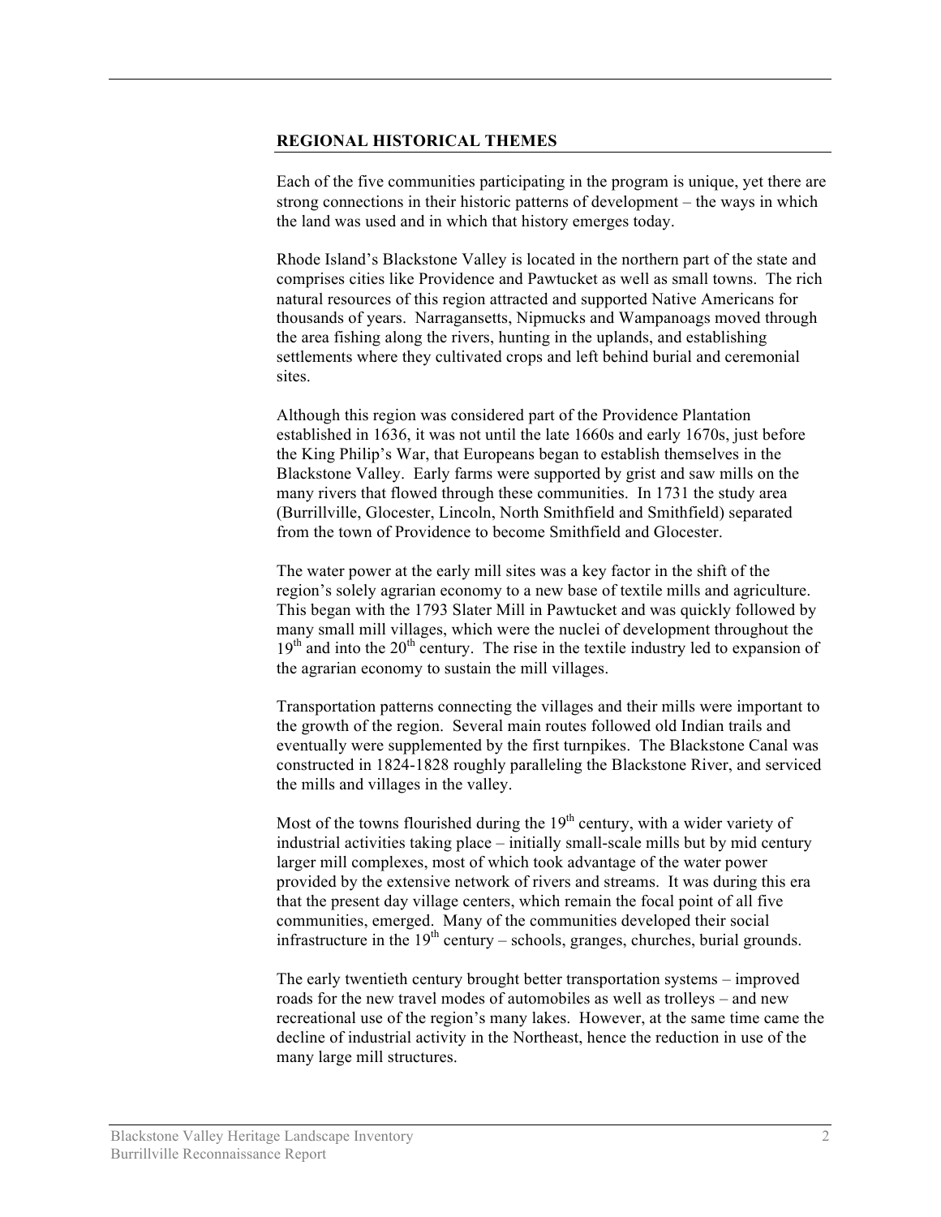## REGIONAL HISTORICAL THEMES

Each of the five communities participating in the program is unique, yet there are strong connections in their historic patterns of development – the ways in which the land was used and in which that history emerges today.

Rhode Island's Blackstone Valley is located in the northern part of the state and comprises cities like Providence and Pawtucket as well as small towns. The rich natural resources of this region attracted and supported Native Americans for thousands of years. Narragansetts, Nipmucks and Wampanoags moved through the area fishing along the rivers, hunting in the uplands, and establishing settlements where they cultivated crops and left behind burial and ceremonial sites.

Although this region was considered part of the Providence Plantation established in 1636, it was not until the late 1660s and early 1670s, just before the King Philip's War, that Europeans began to establish themselves in the Blackstone Valley. Early farms were supported by grist and saw mills on the many rivers that flowed through these communities. In 1731 the study area (Burrillville, Glocester, Lincoln, North Smithfield and Smithfield) separated from the town of Providence to become Smithfield and Glocester.

The water power at the early mill sites was a key factor in the shift of the region's solely agrarian economy to a new base of textile mills and agriculture. This began with the 1793 Slater Mill in Pawtucket and was quickly followed by many small mill villages, which were the nuclei of development throughout the 19th and into the 20th century. The rise in the textile industry led to expansion of the agrarian economy to sustain the mill villages.

Transportation patterns connecting the villages and their mills were important to the growth of the region. Several main routes followed old Indian trails and eventually were supplemented by the first turnpikes. The Blackstone Canal was constructed in 1824-1828 roughly paralleling the Blackstone River, and serviced the mills and villages in the valley.

Most of the towns flourished during the 19th century, with a wider variety of industrial activities taking place – initially small-scale mills but by mid century larger mill complexes, most of which took advantage of the water power provided by the extensive network of rivers and streams. It was during this era that the present day village centers, which remain the focal point of all five communities, emerged. Many of the communities developed their social infrastructure in the 19th century – schools, granges, churches, burial grounds.

The early twentieth century brought better transportation systems – improved roads for the new travel modes of automobiles as well as trolleys – and new recreational use of the region's many lakes. However, at the same time came the decline of industrial activity in the Northeast, hence the reduction in use of the many large mill structures.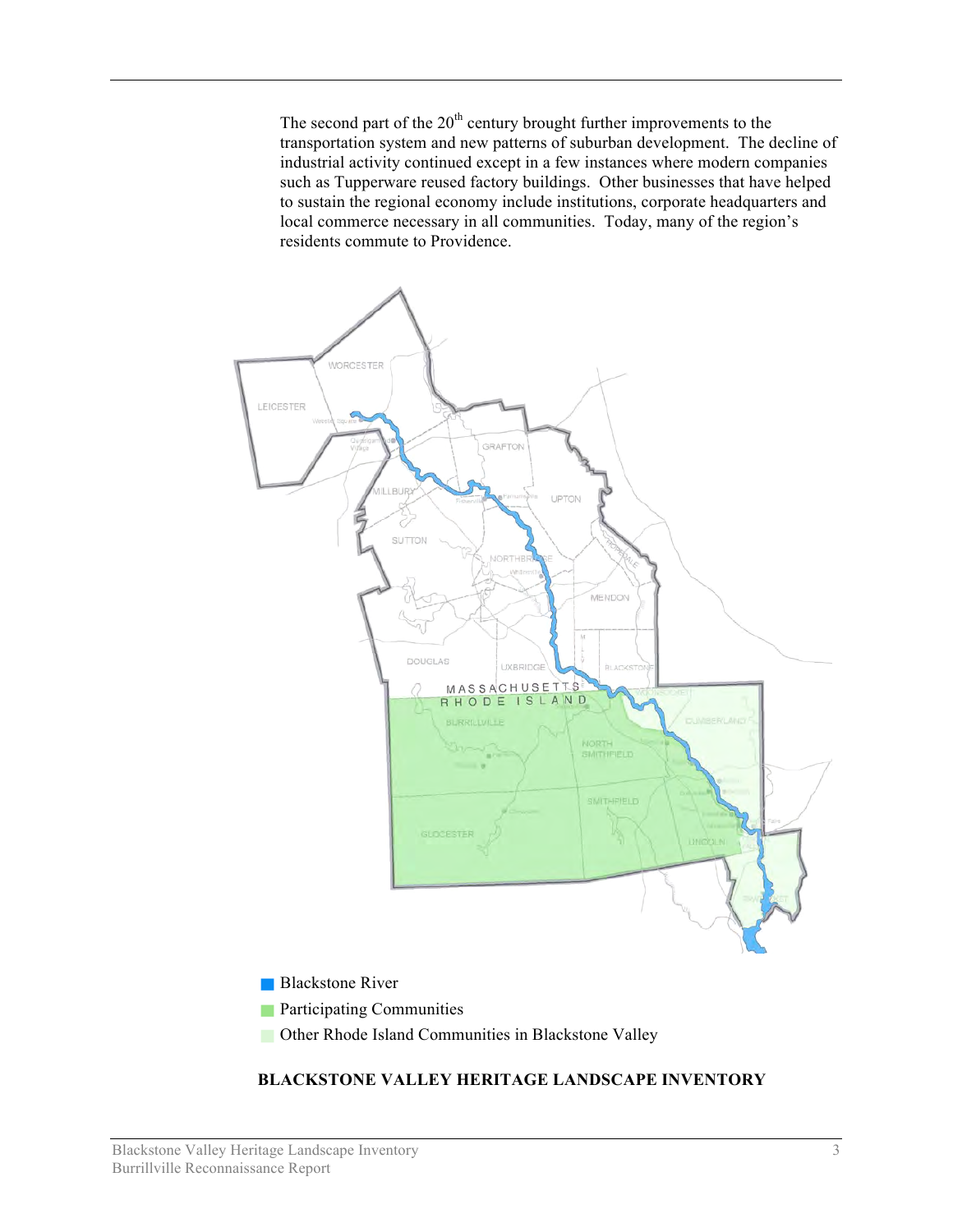The second part of the 20th century brought further improvements to the transportation system and new patterns of suburban development. The decline of industrial activity continued except in a few instances where modern companies such as Tupperware reused factory buildings. Other businesses that have helped to sustain the regional economy include institutions, corporate headquarters and local commerce necessary in all communities. Today, many of the region's residents commute to Providence.

- Blackstone River
- Participating Communities
- Other Rhode Island Communities in Blackstone Valley

**BLACKSTONE VALLEY HERITAGE LANDSCAPE INVENTORY**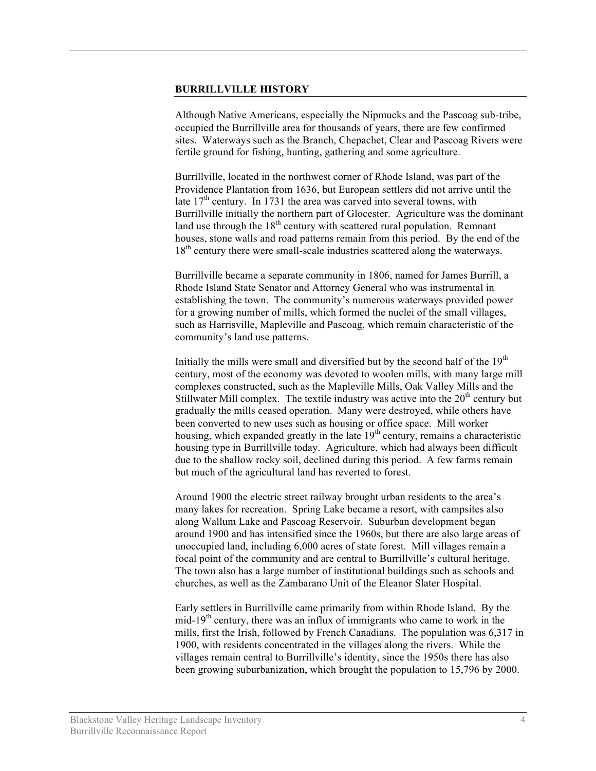## BURRILLVILLE HISTORY

Although Native Americans, especially the Nipmucks and the Pascoag sub-tribe, occupied the Burrillville area for thousands of years, there are few confirmed sites. Waterways such as the Branch, Chepachet, Clear and Pascoag Rivers were fertile ground for fishing, hunting, gathering and some agriculture.

Burrillville, located in the northwest corner of Rhode Island, was part of the Providence Plantation from 1636, but European settlers did not arrive until the late 17th century. In 1731 the area was carved into several towns, with Burrillville initially the northern part of Glocester. Agriculture was the dominant land use through the 18th century with scattered rural population. Remnant houses, stone walls and road patterns remain from this period. By the end of the 18th century there were small-scale industries scattered along the waterways.

Burrillville became a separate community in 1806, named for James Burrill, a Rhode Island State Senator and Attorney General who was instrumental in establishing the town. The community's numerous waterways provided power for a growing number of mills, which formed the nuclei of the small villages, such as Harrisville, Mapleville and Pascoag, which remain characteristic of the community's land use patterns.

Initially the mills were small and diversified but by the second half of the 19th century, most of the economy was devoted to woolen mills, with many large mill complexes constructed, such as the Mapleville Mills, Oak Valley Mills and the Stillwater Mill complex. The textile industry was active into the 20th century but gradually the mills ceased operation. Many were destroyed, while others have been converted to new uses such as housing or office space. Mill worker housing, which expanded greatly in the late 19th century, remains a characteristic housing type in Burrillville today. Agriculture, which had always been difficult due to the shallow rocky soil, declined during this period. A few farms remain but much of the agricultural land has reverted to forest.

Around 1900 the electric street railway brought urban residents to the area's many lakes for recreation. Spring Lake became a resort, with campsites also along Wallum Lake and Pascoag Reservoir. Suburban development began around 1900 and has intensified since the 1960s, but there are also large areas of unoccupied land, including 6,000 acres of state forest. Mill villages remain a focal point of the community and are central to Burrillville's cultural heritage. The town also has a large number of institutional buildings such as schools and churches, as well as the Zambarano Unit of the Eleanor Slater Hospital.

Early settlers in Burrillville came primarily from within Rhode Island. By the mid-19th century, there was an influx of immigrants who came to work in the mills, first the Irish, followed by French Canadians. The population was 6,317 in 1900, with residents concentrated in the villages along the rivers. While the villages remain central to Burrillville's identity, since the 1950s there has also been growing suburbanization, which brought the population to 15,796 by 2000.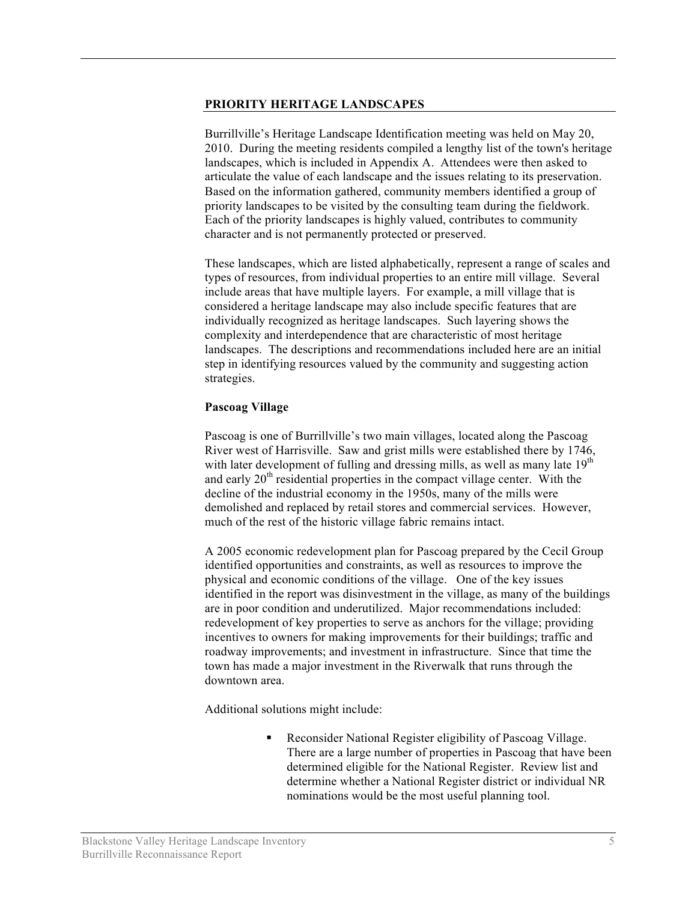## PRIORITY HERITAGE LANDSCAPES

Burrillville's Heritage Landscape Identification meeting was held on May 20, 2010. During the meeting residents compiled a lengthy list of the town's heritage landscapes, which is included in Appendix A. Attendees were then asked to articulate the value of each landscape and the issues relating to its preservation. Based on the information gathered, community members identified a group of priority landscapes to be visited by the consulting team during the fieldwork. Each of the priority landscapes is highly valued, contributes to community character and is not permanently protected or preserved.

These landscapes, which are listed alphabetically, represent a range of scales and types of resources, from individual properties to an entire mill village. Several include areas that have multiple layers. For example, a mill village that is considered a heritage landscape may also include specific features that are individually recognized as heritage landscapes. Such layering shows the complexity and interdependence that are characteristic of most heritage landscapes. The descriptions and recommendations included here are an initial step in identifying resources valued by the community and suggesting action strategies.

### Pascoag Village

Pascoag is one of Burrillville's two main villages, located along the Pascoag River west of Harrisville. Saw and grist mills were established there by 1746, with later development of fulling and dressing mills, as well as many late 19th and early 20th residential properties in the compact village center. With the decline of the industrial economy in the 1950s, many of the mills were demolished and replaced by retail stores and commercial services. However, much of the rest of the historic village fabric remains intact.

A 2005 economic redevelopment plan for Pascoag prepared by the Cecil Group identified opportunities and constraints, as well as resources to improve the physical and economic conditions of the village. One of the key issues identified in the report was disinvestment in the village, as many of the buildings are in poor condition and underutilized. Major recommendations included: redevelopment of key properties to serve as anchors for the village; providing incentives to owners for making improvements for their buildings; traffic and roadway improvements; and investment in infrastructure. Since that time the town has made a major investment in the Riverwalk that runs through the downtown area.

Additional solutions might include:

- Reconsider National Register eligibility of Pascoag Village. There are a large number of properties in Pascoag that have been determined eligible for the National Register. Review list and determine whether a National Register district or individual NR nominations would be the most useful planning tool.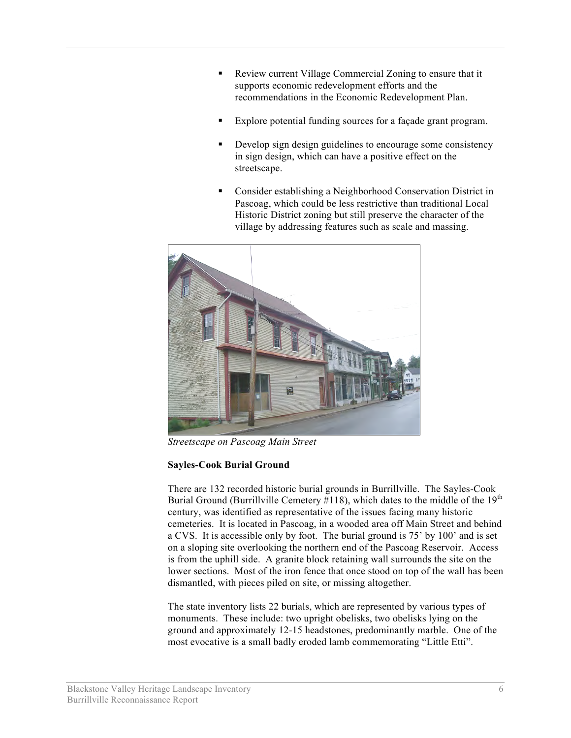- Review current Village Commercial Zoning to ensure that it supports economic redevelopment efforts and the recommendations in the Economic Redevelopment Plan.

- Explore potential funding sources for a façade grant program.

- Develop sign design guidelines to encourage some consistency in sign design, which can have a positive effect on the streetscape.

- Consider establishing a Neighborhood Conservation District in Pascoag, which could be less restrictive than traditional Local Historic District zoning but still preserve the character of the village by addressing features such as scale and massing.

*Streetscape on Pascoag Main Street*

**Sayles-Cook Burial Ground**

There are 132 recorded historic burial grounds in Burrillville. The Sayles-Cook Burial Ground (Burrillville Cemetery #118), which dates to the middle of the 19th century, was identified as representative of the issues facing many historic cemeteries. It is located in Pascoag, in a wooded area off Main Street and behind a CVS. It is accessible only by foot. The burial ground is 75' by 100' and is set on a sloping site overlooking the northern end of the Pascoag Reservoir. Access is from the uphill side. A granite block retaining wall surrounds the site on the lower sections. Most of the iron fence that once stood on top of the wall has been dismantled, with pieces piled on site, or missing altogether.

The state inventory lists 22 burials, which are represented by various types of monuments. These include: two upright obelisks, two obelisks lying on the ground and approximately 12-15 headstones, predominantly marble. One of the most evocative is a small badly eroded lamb commemorating "Little Etti".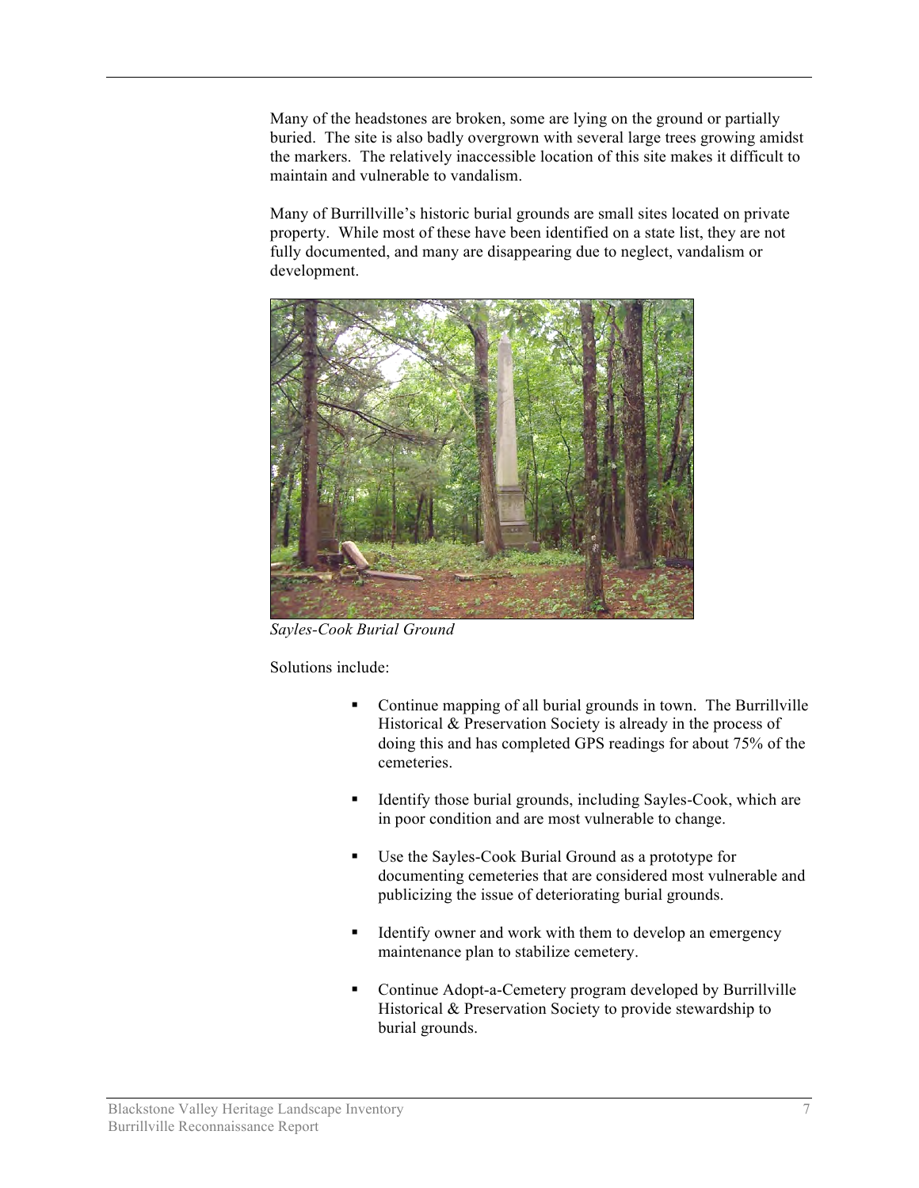Many of the headstones are broken, some are lying on the ground or partially buried. The site is also badly overgrown with several large trees growing amidst the markers. The relatively inaccessible location of this site makes it difficult to maintain and vulnerable to vandalism.

Many of Burrillville's historic burial grounds are small sites located on private property. While most of these have been identified on a state list, they are not fully documented, and many are disappearing due to neglect, vandalism or development.

*Sayles-Cook Burial Ground*

Solutions include:

- Continue mapping of all burial grounds in town. The Burrillville Historical & Preservation Society is already in the process of doing this and has completed GPS readings for about 75% of the cemeteries.
- Identify those burial grounds, including Sayles-Cook, which are in poor condition and are most vulnerable to change.
- Use the Sayles-Cook Burial Ground as a prototype for documenting cemeteries that are considered most vulnerable and publicizing the issue of deteriorating burial grounds.
- Identify owner and work with them to develop an emergency maintenance plan to stabilize cemetery.
- Continue Adopt-a-Cemetery program developed by Burrillville Historical & Preservation Society to provide stewardship to burial grounds.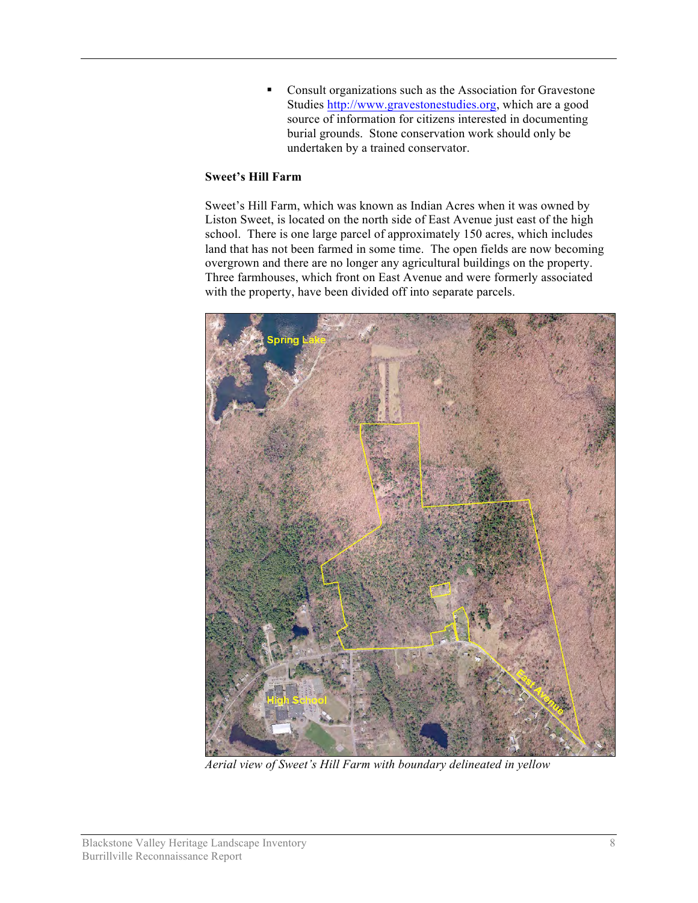- Consult organizations such as the Association for Gravestone Studies http://www.gravestonestudies.org, which are a good source of information for citizens interested in documenting burial grounds. Stone conservation work should only be undertaken by a trained conservator.

**Sweet's Hill Farm**

Sweet's Hill Farm, which was known as Indian Acres when it was owned by Liston Sweet, is located on the north side of East Avenue just east of the high school. There is one large parcel of approximately 150 acres, which includes land that has not been farmed in some time. The open fields are now becoming overgrown and there are no longer any agricultural buildings on the property. Three farmhouses, which front on East Avenue and were formerly associated with the property, have been divided off into separate parcels.

*Aerial view of Sweet's Hill Farm with boundary delineated in yellow*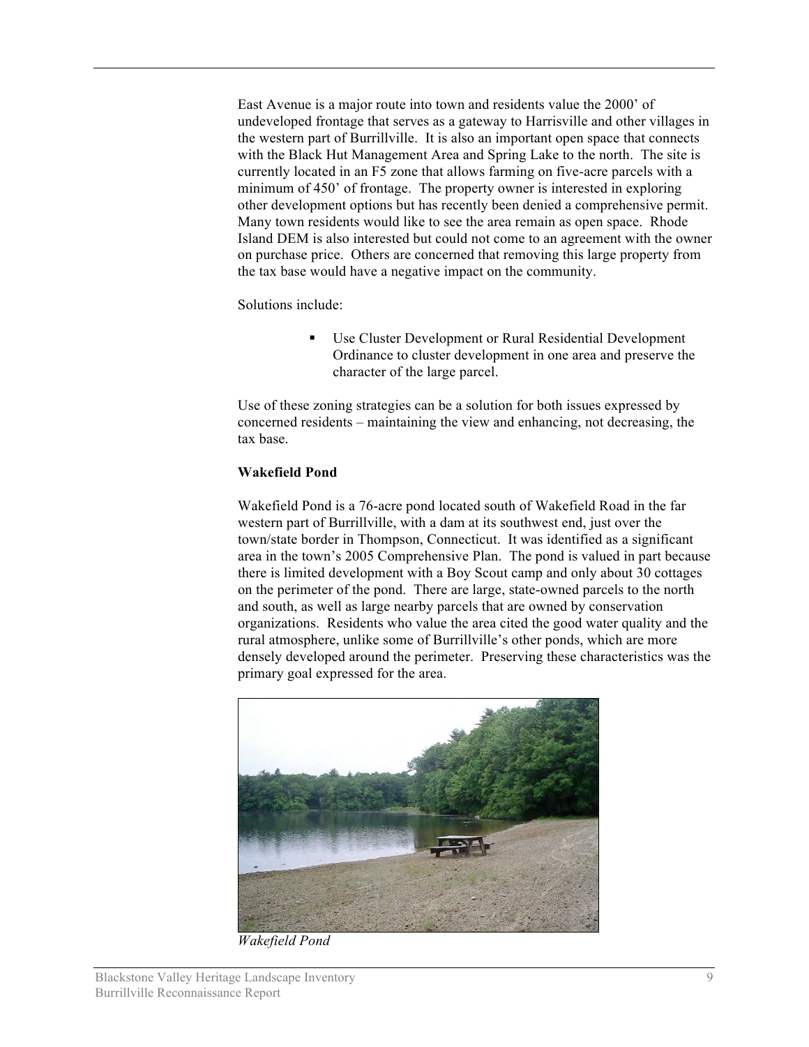East Avenue is a major route into town and residents value the 2000' of undeveloped frontage that serves as a gateway to Harrisville and other villages in the western part of Burrillville. It is also an important open space that connects with the Black Hut Management Area and Spring Lake to the north. The site is currently located in an F5 zone that allows farming on five-acre parcels with a minimum of 450' of frontage. The property owner is interested in exploring other development options but has recently been denied a comprehensive permit. Many town residents would like to see the area remain as open space. Rhode Island DEM is also interested but could not come to an agreement with the owner on purchase price. Others are concerned that removing this large property from the tax base would have a negative impact on the community.

Solutions include:

- Use Cluster Development or Rural Residential Development Ordinance to cluster development in one area and preserve the character of the large parcel.

Use of these zoning strategies can be a solution for both issues expressed by concerned residents – maintaining the view and enhancing, not decreasing, the tax base.

**Wakefield Pond**

Wakefield Pond is a 76-acre pond located south of Wakefield Road in the far western part of Burrillville, with a dam at its southwest end, just over the town/state border in Thompson, Connecticut. It was identified as a significant area in the town's 2005 Comprehensive Plan. The pond is valued in part because there is limited development with a Boy Scout camp and only about 30 cottages on the perimeter of the pond. There are large, state-owned parcels to the north and south, as well as large nearby parcels that are owned by conservation organizations. Residents who value the area cited the good water quality and the rural atmosphere, unlike some of Burrillville's other ponds, which are more densely developed around the perimeter. Preserving these characteristics was the primary goal expressed for the area.

*Wakefield Pond*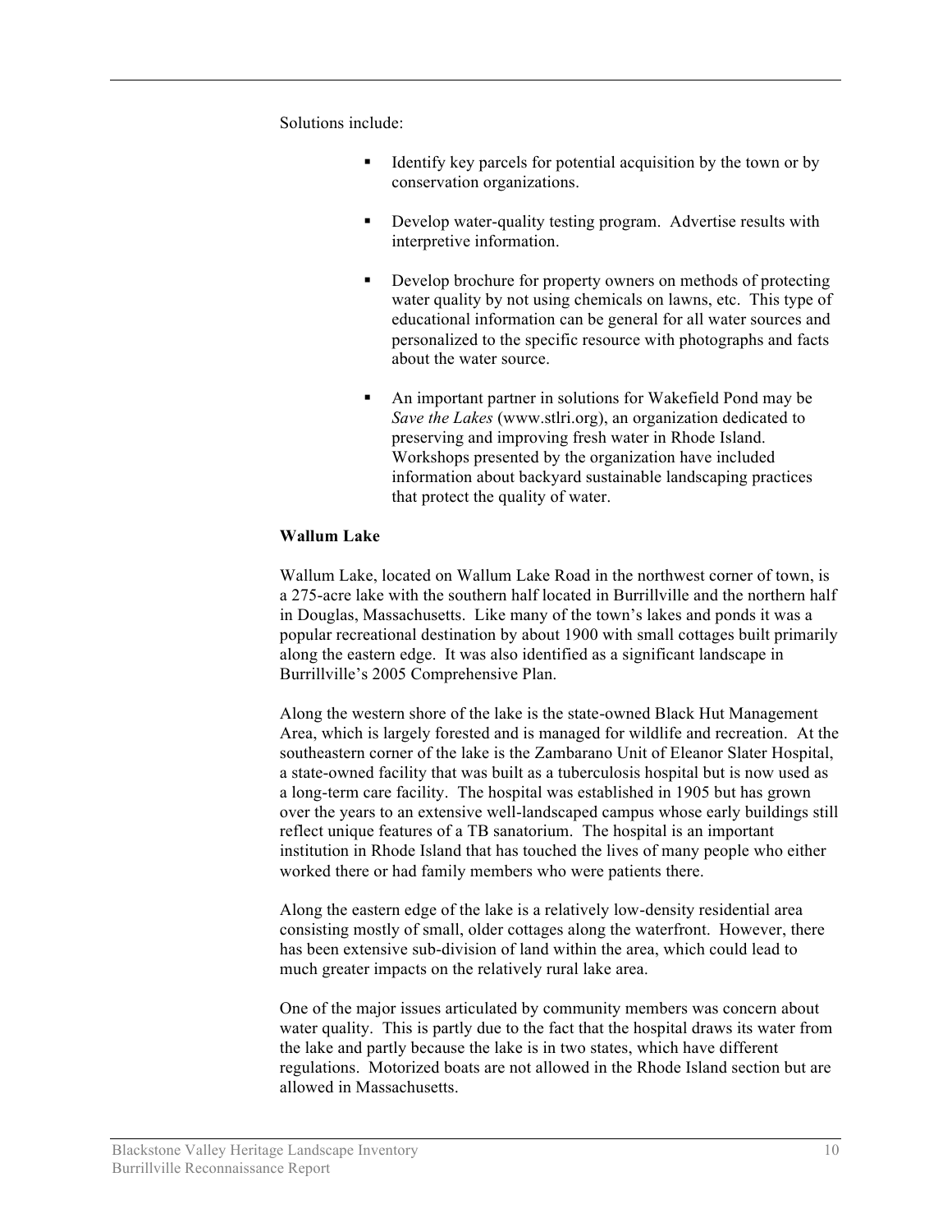Solutions include:

- Identify key parcels for potential acquisition by the town or by conservation organizations.
- Develop water-quality testing program. Advertise results with interpretive information.
- Develop brochure for property owners on methods of protecting water quality by not using chemicals on lawns, etc. This type of educational information can be general for all water sources and personalized to the specific resource with photographs and facts about the water source.
- An important partner in solutions for Wakefield Pond may be *Save the Lakes* (www.stlri.org), an organization dedicated to preserving and improving fresh water in Rhode Island. Workshops presented by the organization have included information about backyard sustainable landscaping practices that protect the quality of water.

**Wallum Lake**

Wallum Lake, located on Wallum Lake Road in the northwest corner of town, is a 275-acre lake with the southern half located in Burrillville and the northern half in Douglas, Massachusetts. Like many of the town's lakes and ponds it was a popular recreational destination by about 1900 with small cottages built primarily along the eastern edge. It was also identified as a significant landscape in Burrillville's 2005 Comprehensive Plan.

Along the western shore of the lake is the state-owned Black Hut Management Area, which is largely forested and is managed for wildlife and recreation. At the southeastern corner of the lake is the Zambarano Unit of Eleanor Slater Hospital, a state-owned facility that was built as a tuberculosis hospital but is now used as a long-term care facility. The hospital was established in 1905 but has grown over the years to an extensive well-landscaped campus whose early buildings still reflect unique features of a TB sanatorium. The hospital is an important institution in Rhode Island that has touched the lives of many people who either worked there or had family members who were patients there.

Along the eastern edge of the lake is a relatively low-density residential area consisting mostly of small, older cottages along the waterfront. However, there has been extensive sub-division of land within the area, which could lead to much greater impacts on the relatively rural lake area.

One of the major issues articulated by community members was concern about water quality. This is partly due to the fact that the hospital draws its water from the lake and partly because the lake is in two states, which have different regulations. Motorized boats are not allowed in the Rhode Island section but are allowed in Massachusetts.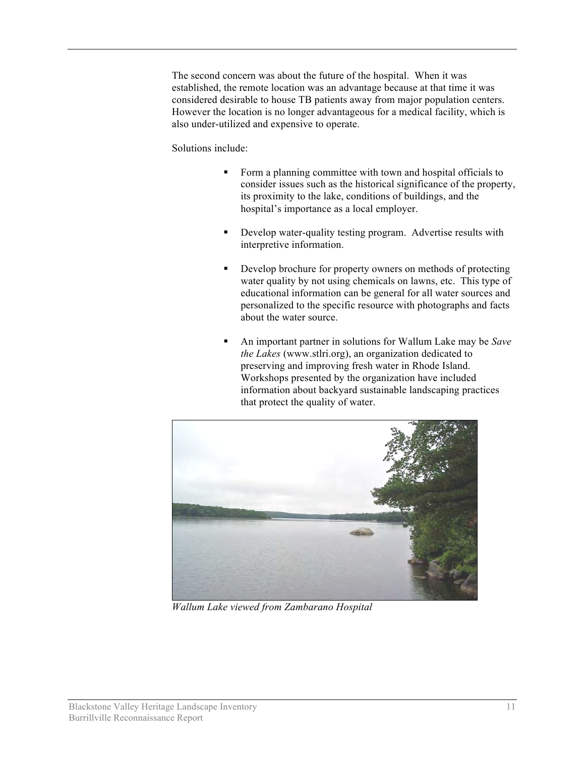The second concern was about the future of the hospital. When it was established, the remote location was an advantage because at that time it was considered desirable to house TB patients away from major population centers. However the location is no longer advantageous for a medical facility, which is also under-utilized and expensive to operate.

Solutions include:

- Form a planning committee with town and hospital officials to consider issues such as the historical significance of the property, its proximity to the lake, conditions of buildings, and the hospital's importance as a local employer.

- Develop water-quality testing program. Advertise results with interpretive information.

- Develop brochure for property owners on methods of protecting water quality by not using chemicals on lawns, etc. This type of educational information can be general for all water sources and personalized to the specific resource with photographs and facts about the water source.

- An important partner in solutions for Wallum Lake may be *Save the Lakes* (www.stlri.org), an organization dedicated to preserving and improving fresh water in Rhode Island. Workshops presented by the organization have included information about backyard sustainable landscaping practices that protect the quality of water.

*Wallum Lake viewed from Zambarano Hospital*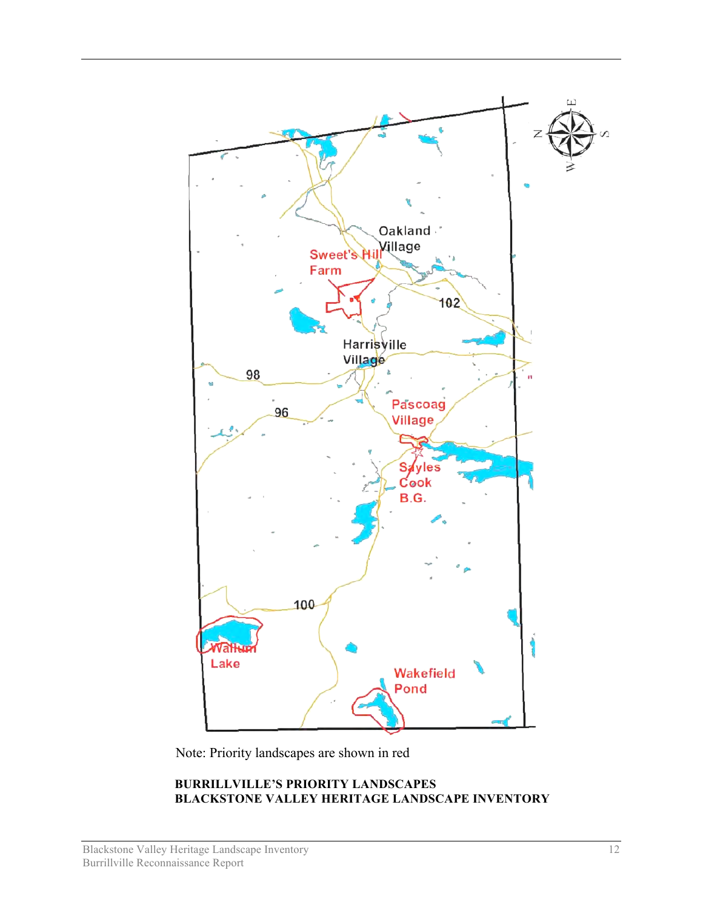Oakland Village

Sweet's Hill Farm

102

Harrisville Village

98

96

Pascoag Village

Sayles Cook B.G.

100

Wallum Lake

Wakefield Pond

Note: Priority landscapes are shown in red

**BURRILLVILLE'S PRIORITY LANDSCAPES**
**BLACKSTONE VALLEY HERITAGE LANDSCAPE INVENTORY**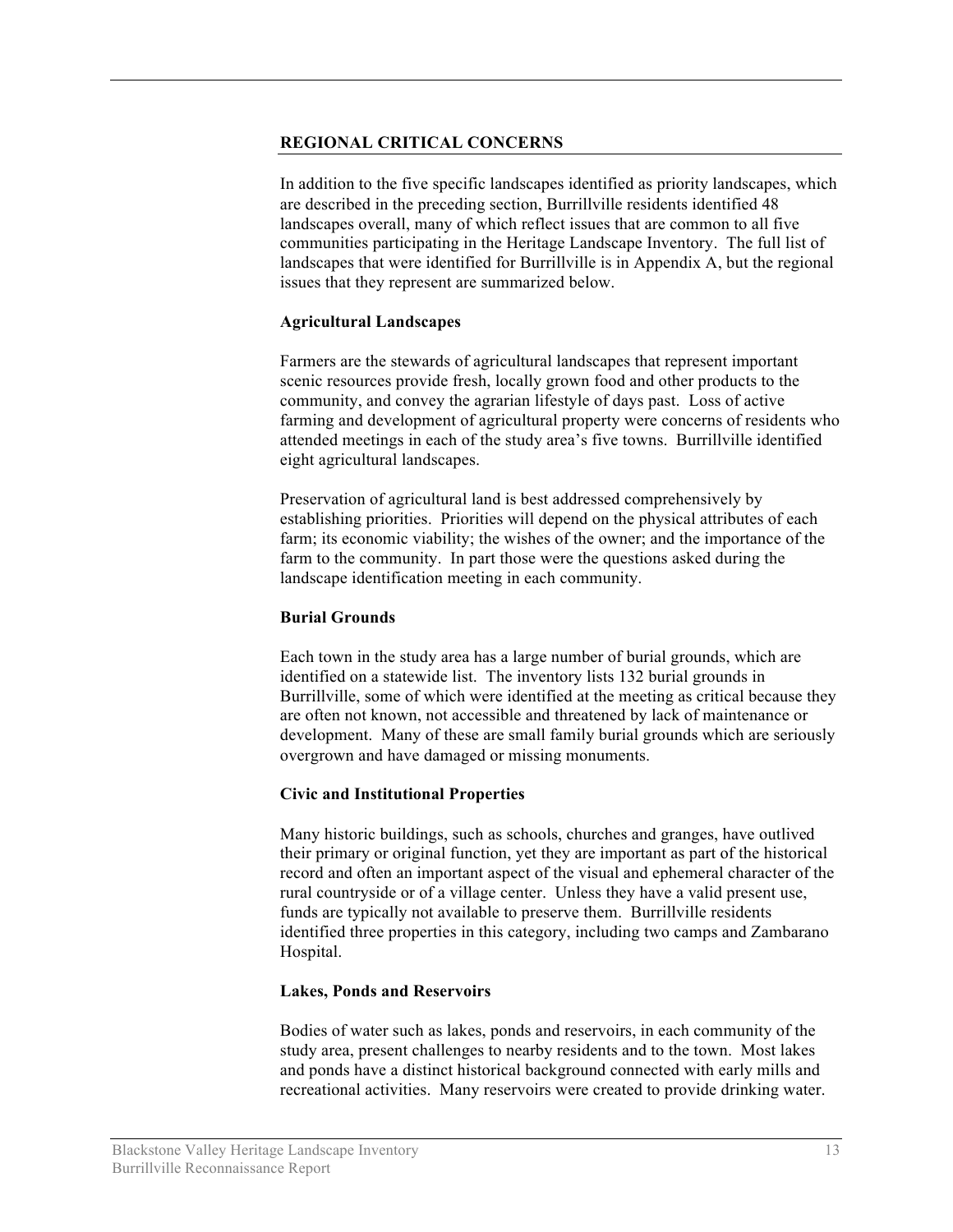## REGIONAL CRITICAL CONCERNS

In addition to the five specific landscapes identified as priority landscapes, which are described in the preceding section, Burrillville residents identified 48 landscapes overall, many of which reflect issues that are common to all five communities participating in the Heritage Landscape Inventory. The full list of landscapes that were identified for Burrillville is in Appendix A, but the regional issues that they represent are summarized below.

### Agricultural Landscapes

Farmers are the stewards of agricultural landscapes that represent important scenic resources provide fresh, locally grown food and other products to the community, and convey the agrarian lifestyle of days past. Loss of active farming and development of agricultural property were concerns of residents who attended meetings in each of the study area's five towns. Burrillville identified eight agricultural landscapes.

Preservation of agricultural land is best addressed comprehensively by establishing priorities. Priorities will depend on the physical attributes of each farm; its economic viability; the wishes of the owner; and the importance of the farm to the community. In part those were the questions asked during the landscape identification meeting in each community.

### Burial Grounds

Each town in the study area has a large number of burial grounds, which are identified on a statewide list. The inventory lists 132 burial grounds in Burrillville, some of which were identified at the meeting as critical because they are often not known, not accessible and threatened by lack of maintenance or development. Many of these are small family burial grounds which are seriously overgrown and have damaged or missing monuments.

### Civic and Institutional Properties

Many historic buildings, such as schools, churches and granges, have outlived their primary or original function, yet they are important as part of the historical record and often an important aspect of the visual and ephemeral character of the rural countryside or of a village center. Unless they have a valid present use, funds are typically not available to preserve them. Burrillville residents identified three properties in this category, including two camps and Zambarano Hospital.

### Lakes, Ponds and Reservoirs

Bodies of water such as lakes, ponds and reservoirs, in each community of the study area, present challenges to nearby residents and to the town. Most lakes and ponds have a distinct historical background connected with early mills and recreational activities. Many reservoirs were created to provide drinking water.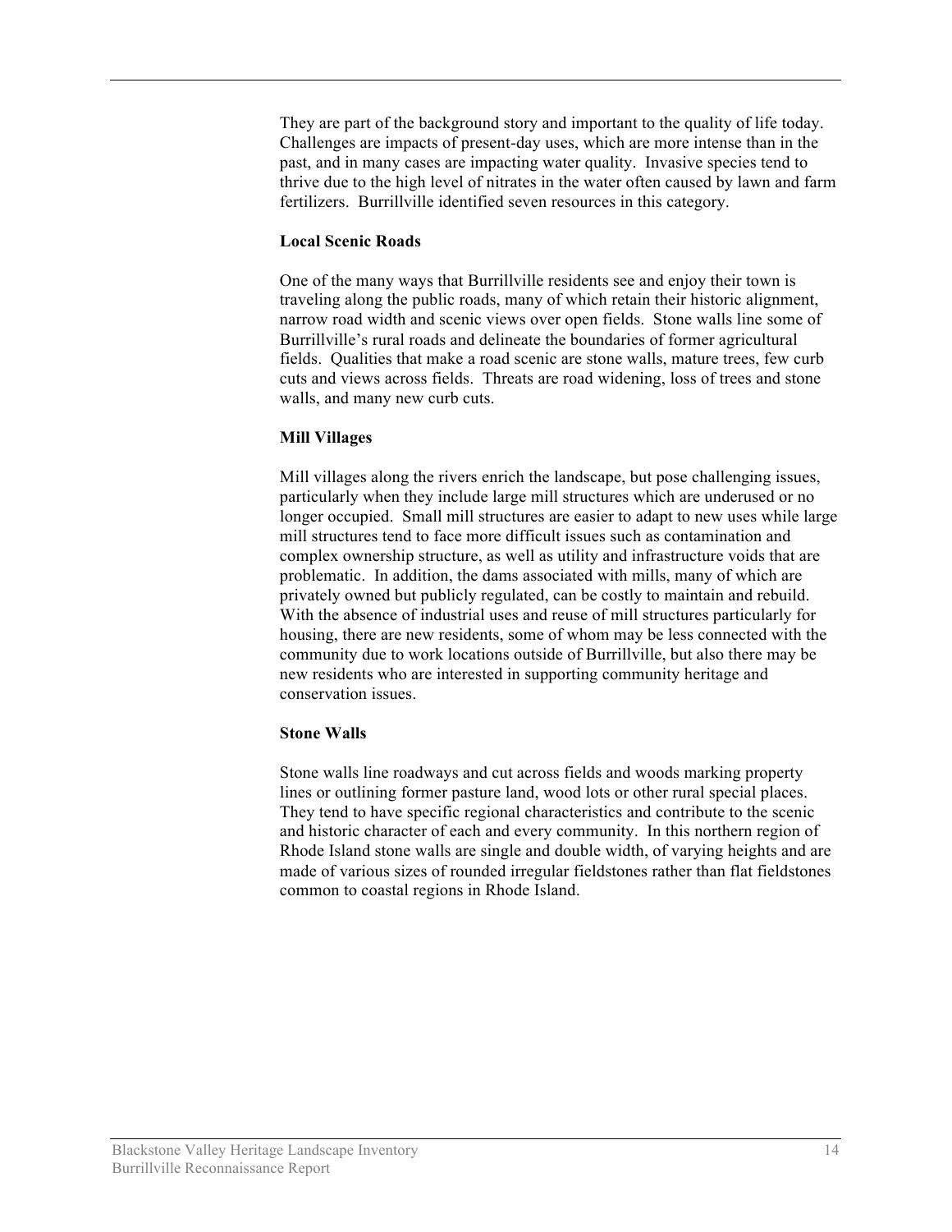They are part of the background story and important to the quality of life today. Challenges are impacts of present-day uses, which are more intense than in the past, and in many cases are impacting water quality. Invasive species tend to thrive due to the high level of nitrates in the water often caused by lawn and farm fertilizers. Burrillville identified seven resources in this category.

**Local Scenic Roads**

One of the many ways that Burrillville residents see and enjoy their town is traveling along the public roads, many of which retain their historic alignment, narrow road width and scenic views over open fields. Stone walls line some of Burrillville's rural roads and delineate the boundaries of former agricultural fields. Qualities that make a road scenic are stone walls, mature trees, few curb cuts and views across fields. Threats are road widening, loss of trees and stone walls, and many new curb cuts.

**Mill Villages**

Mill villages along the rivers enrich the landscape, but pose challenging issues, particularly when they include large mill structures which are underused or no longer occupied. Small mill structures are easier to adapt to new uses while large mill structures tend to face more difficult issues such as contamination and complex ownership structure, as well as utility and infrastructure voids that are problematic. In addition, the dams associated with mills, many of which are privately owned but publicly regulated, can be costly to maintain and rebuild. With the absence of industrial uses and reuse of mill structures particularly for housing, there are new residents, some of whom may be less connected with the community due to work locations outside of Burrillville, but also there may be new residents who are interested in supporting community heritage and conservation issues.

**Stone Walls**

Stone walls line roadways and cut across fields and woods marking property lines or outlining former pasture land, wood lots or other rural special places. They tend to have specific regional characteristics and contribute to the scenic and historic character of each and every community. In this northern region of Rhode Island stone walls are single and double width, of varying heights and are made of various sizes of rounded irregular fieldstones rather than flat fieldstones common to coastal regions in Rhode Island.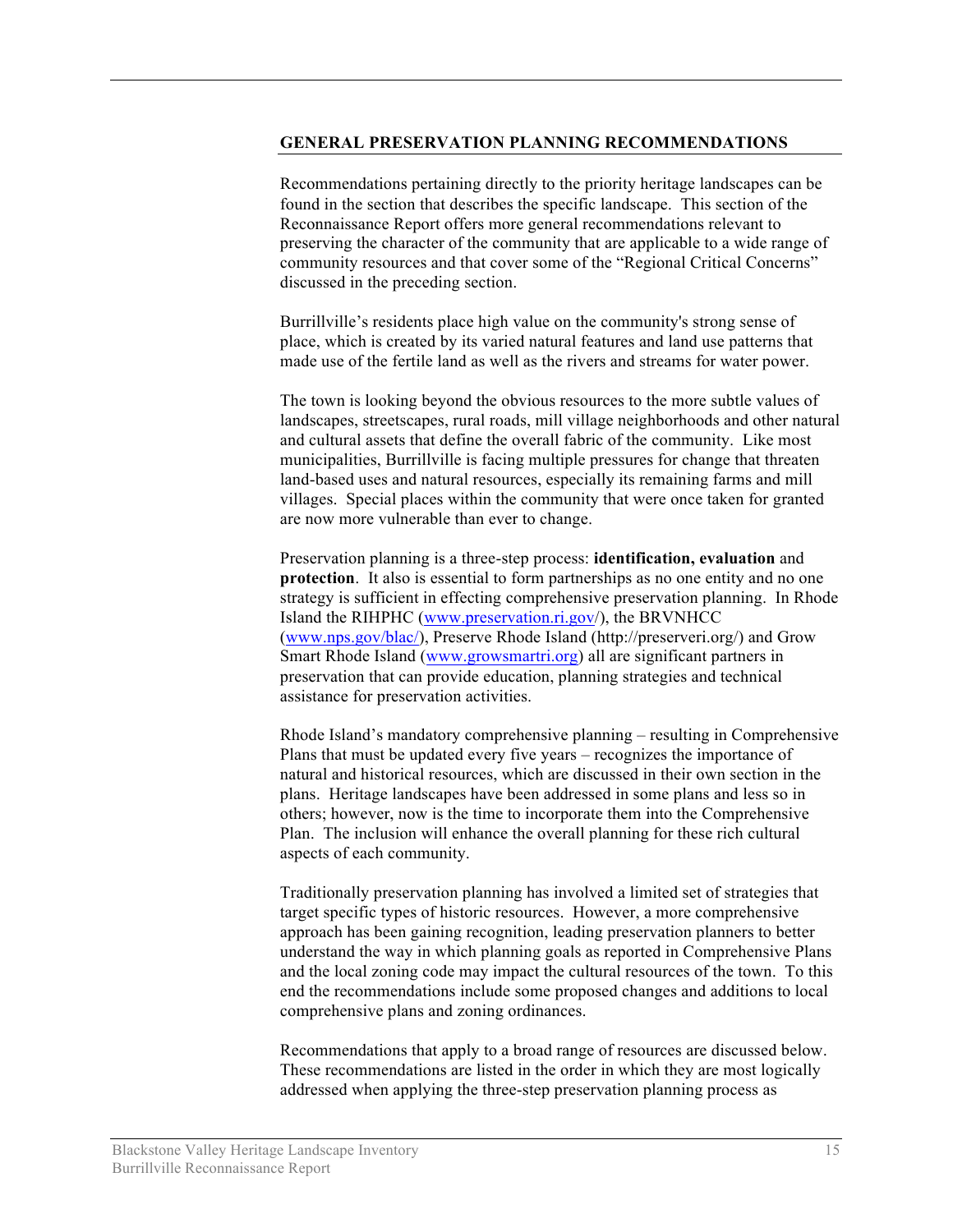## GENERAL PRESERVATION PLANNING RECOMMENDATIONS

Recommendations pertaining directly to the priority heritage landscapes can be found in the section that describes the specific landscape. This section of the Reconnaissance Report offers more general recommendations relevant to preserving the character of the community that are applicable to a wide range of community resources and that cover some of the "Regional Critical Concerns" discussed in the preceding section.

Burrillville's residents place high value on the community's strong sense of place, which is created by its varied natural features and land use patterns that made use of the fertile land as well as the rivers and streams for water power.

The town is looking beyond the obvious resources to the more subtle values of landscapes, streetscapes, rural roads, mill village neighborhoods and other natural and cultural assets that define the overall fabric of the community. Like most municipalities, Burrillville is facing multiple pressures for change that threaten land-based uses and natural resources, especially its remaining farms and mill villages. Special places within the community that were once taken for granted are now more vulnerable than ever to change.

Preservation planning is a three-step process: **identification, evaluation** and **protection**. It also is essential to form partnerships as no one entity and no one strategy is sufficient in effecting comprehensive preservation planning. In Rhode Island the RIHPHC (www.preservation.ri.gov/), the BRVNHCC (www.nps.gov/blac/), Preserve Rhode Island (http://preserveri.org/) and Grow Smart Rhode Island (www.growsmartri.org) all are significant partners in preservation that can provide education, planning strategies and technical assistance for preservation activities.

Rhode Island's mandatory comprehensive planning – resulting in Comprehensive Plans that must be updated every five years – recognizes the importance of natural and historical resources, which are discussed in their own section in the plans. Heritage landscapes have been addressed in some plans and less so in others; however, now is the time to incorporate them into the Comprehensive Plan. The inclusion will enhance the overall planning for these rich cultural aspects of each community.

Traditionally preservation planning has involved a limited set of strategies that target specific types of historic resources. However, a more comprehensive approach has been gaining recognition, leading preservation planners to better understand the way in which planning goals as reported in Comprehensive Plans and the local zoning code may impact the cultural resources of the town. To this end the recommendations include some proposed changes and additions to local comprehensive plans and zoning ordinances.

Recommendations that apply to a broad range of resources are discussed below. These recommendations are listed in the order in which they are most logically addressed when applying the three-step preservation planning process as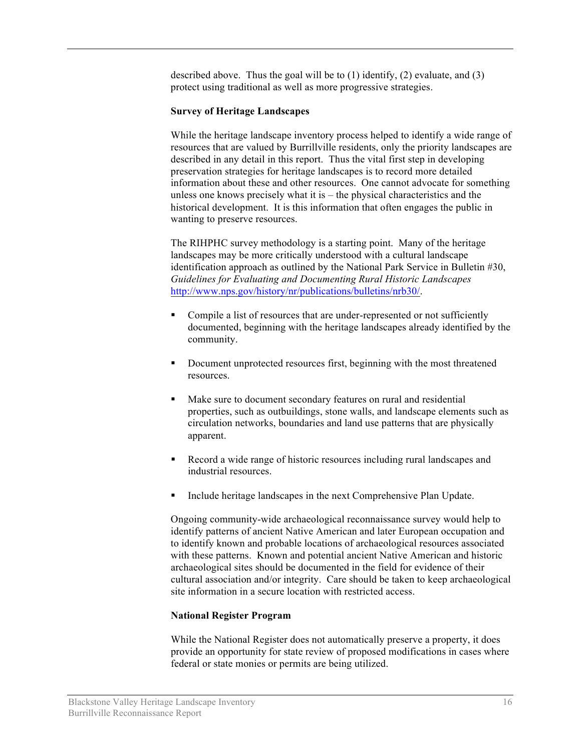described above. Thus the goal will be to (1) identify, (2) evaluate, and (3) protect using traditional as well as more progressive strategies.

**Survey of Heritage Landscapes**

While the heritage landscape inventory process helped to identify a wide range of resources that are valued by Burrillville residents, only the priority landscapes are described in any detail in this report. Thus the vital first step in developing preservation strategies for heritage landscapes is to record more detailed information about these and other resources. One cannot advocate for something unless one knows precisely what it is – the physical characteristics and the historical development. It is this information that often engages the public in wanting to preserve resources.

The RIHPHC survey methodology is a starting point. Many of the heritage landscapes may be more critically understood with a cultural landscape identification approach as outlined by the National Park Service in Bulletin #30, *Guidelines for Evaluating and Documenting Rural Historic Landscapes* http://www.nps.gov/history/nr/publications/bulletins/nrb30/.

- Compile a list of resources that are under-represented or not sufficiently documented, beginning with the heritage landscapes already identified by the community.
- Document unprotected resources first, beginning with the most threatened resources.
- Make sure to document secondary features on rural and residential properties, such as outbuildings, stone walls, and landscape elements such as circulation networks, boundaries and land use patterns that are physically apparent.
- Record a wide range of historic resources including rural landscapes and industrial resources.
- Include heritage landscapes in the next Comprehensive Plan Update.

Ongoing community-wide archaeological reconnaissance survey would help to identify patterns of ancient Native American and later European occupation and to identify known and probable locations of archaeological resources associated with these patterns. Known and potential ancient Native American and historic archaeological sites should be documented in the field for evidence of their cultural association and/or integrity. Care should be taken to keep archaeological site information in a secure location with restricted access.

**National Register Program**

While the National Register does not automatically preserve a property, it does provide an opportunity for state review of proposed modifications in cases where federal or state monies or permits are being utilized.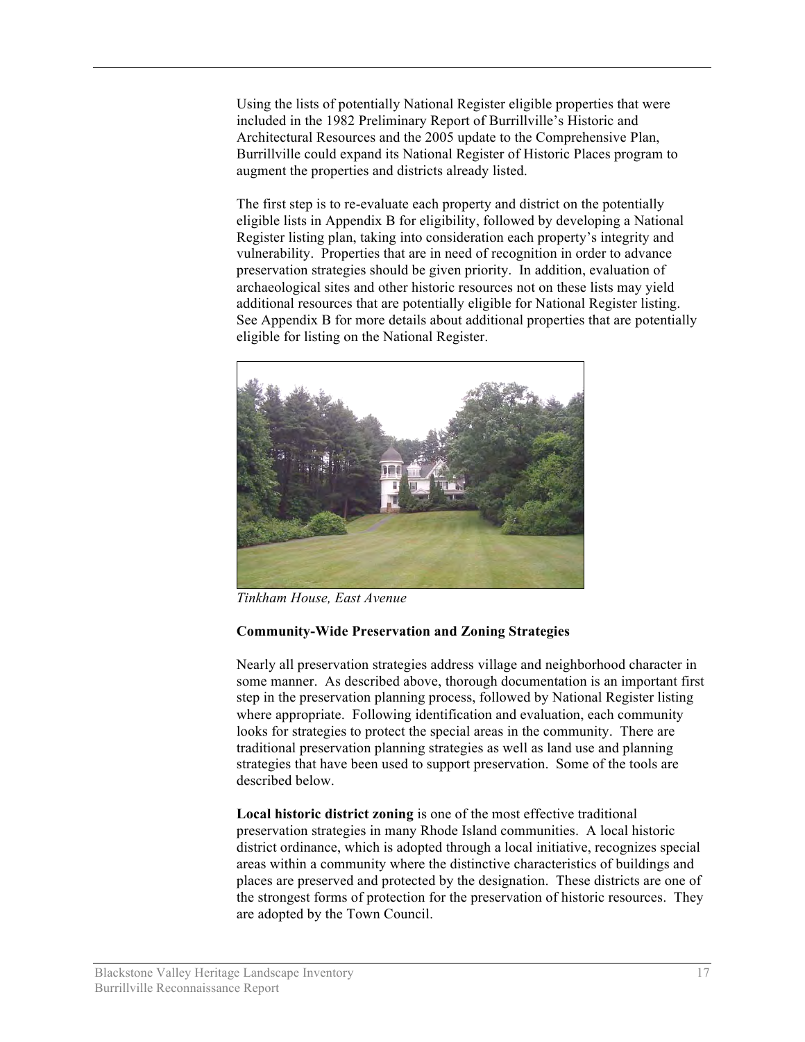Using the lists of potentially National Register eligible properties that were included in the 1982 Preliminary Report of Burrillville's Historic and Architectural Resources and the 2005 update to the Comprehensive Plan, Burrillville could expand its National Register of Historic Places program to augment the properties and districts already listed.

The first step is to re-evaluate each property and district on the potentially eligible lists in Appendix B for eligibility, followed by developing a National Register listing plan, taking into consideration each property's integrity and vulnerability. Properties that are in need of recognition in order to advance preservation strategies should be given priority. In addition, evaluation of archaeological sites and other historic resources not on these lists may yield additional resources that are potentially eligible for National Register listing. See Appendix B for more details about additional properties that are potentially eligible for listing on the National Register.

*Tinkham House, East Avenue*

**Community-Wide Preservation and Zoning Strategies**

Nearly all preservation strategies address village and neighborhood character in some manner. As described above, thorough documentation is an important first step in the preservation planning process, followed by National Register listing where appropriate. Following identification and evaluation, each community looks for strategies to protect the special areas in the community. There are traditional preservation planning strategies as well as land use and planning strategies that have been used to support preservation. Some of the tools are described below.

**Local historic district zoning** is one of the most effective traditional preservation strategies in many Rhode Island communities. A local historic district ordinance, which is adopted through a local initiative, recognizes special areas within a community where the distinctive characteristics of buildings and places are preserved and protected by the designation. These districts are one of the strongest forms of protection for the preservation of historic resources. They are adopted by the Town Council.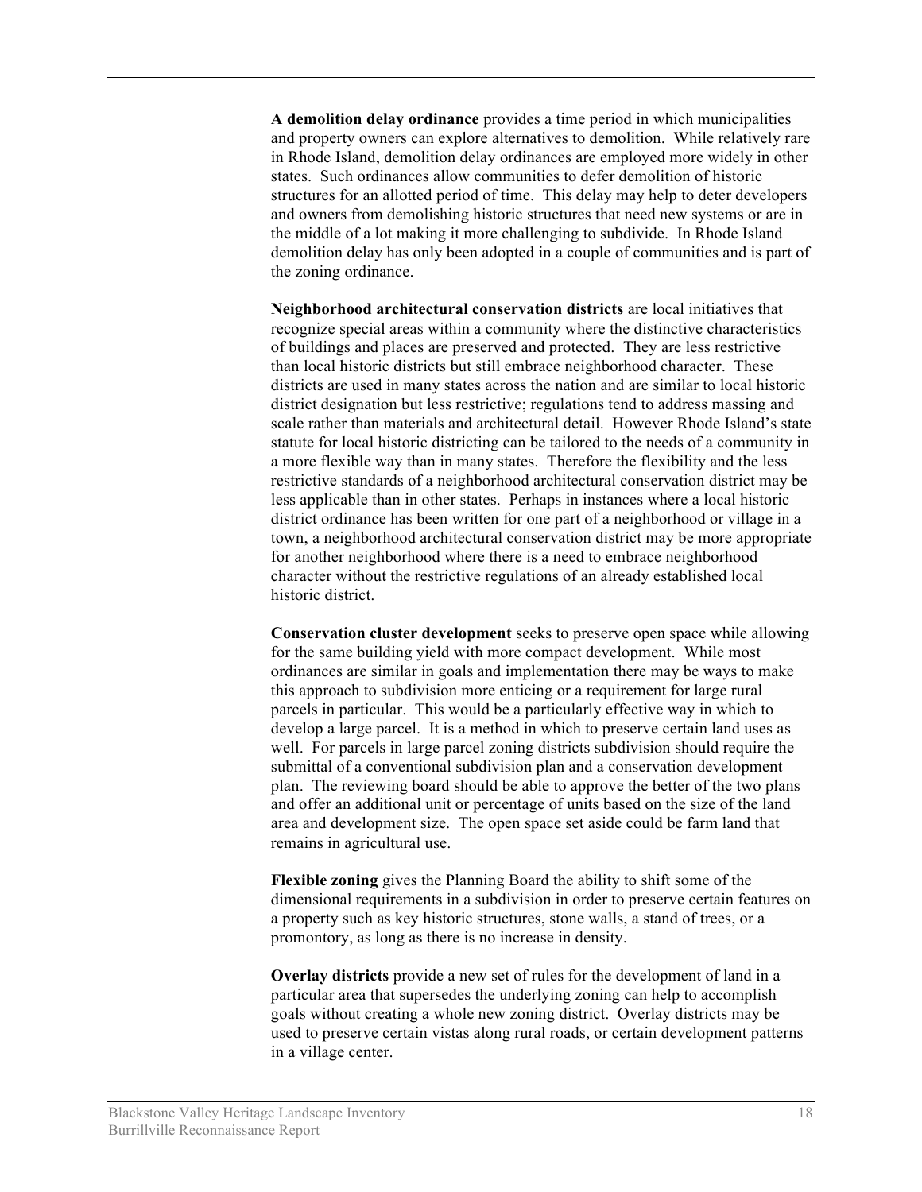**A demolition delay ordinance** provides a time period in which municipalities and property owners can explore alternatives to demolition. While relatively rare in Rhode Island, demolition delay ordinances are employed more widely in other states. Such ordinances allow communities to defer demolition of historic structures for an allotted period of time. This delay may help to deter developers and owners from demolishing historic structures that need new systems or are in the middle of a lot making it more challenging to subdivide. In Rhode Island demolition delay has only been adopted in a couple of communities and is part of the zoning ordinance.

**Neighborhood architectural conservation districts** are local initiatives that recognize special areas within a community where the distinctive characteristics of buildings and places are preserved and protected. They are less restrictive than local historic districts but still embrace neighborhood character. These districts are used in many states across the nation and are similar to local historic district designation but less restrictive; regulations tend to address massing and scale rather than materials and architectural detail. However Rhode Island's state statute for local historic districting can be tailored to the needs of a community in a more flexible way than in many states. Therefore the flexibility and the less restrictive standards of a neighborhood architectural conservation district may be less applicable than in other states. Perhaps in instances where a local historic district ordinance has been written for one part of a neighborhood or village in a town, a neighborhood architectural conservation district may be more appropriate for another neighborhood where there is a need to embrace neighborhood character without the restrictive regulations of an already established local historic district.

**Conservation cluster development** seeks to preserve open space while allowing for the same building yield with more compact development. While most ordinances are similar in goals and implementation there may be ways to make this approach to subdivision more enticing or a requirement for large rural parcels in particular. This would be a particularly effective way in which to develop a large parcel. It is a method in which to preserve certain land uses as well. For parcels in large parcel zoning districts subdivision should require the submittal of a conventional subdivision plan and a conservation development plan. The reviewing board should be able to approve the better of the two plans and offer an additional unit or percentage of units based on the size of the land area and development size. The open space set aside could be farm land that remains in agricultural use.

**Flexible zoning** gives the Planning Board the ability to shift some of the dimensional requirements in a subdivision in order to preserve certain features on a property such as key historic structures, stone walls, a stand of trees, or a promontory, as long as there is no increase in density.

**Overlay districts** provide a new set of rules for the development of land in a particular area that supersedes the underlying zoning can help to accomplish goals without creating a whole new zoning district. Overlay districts may be used to preserve certain vistas along rural roads, or certain development patterns in a village center.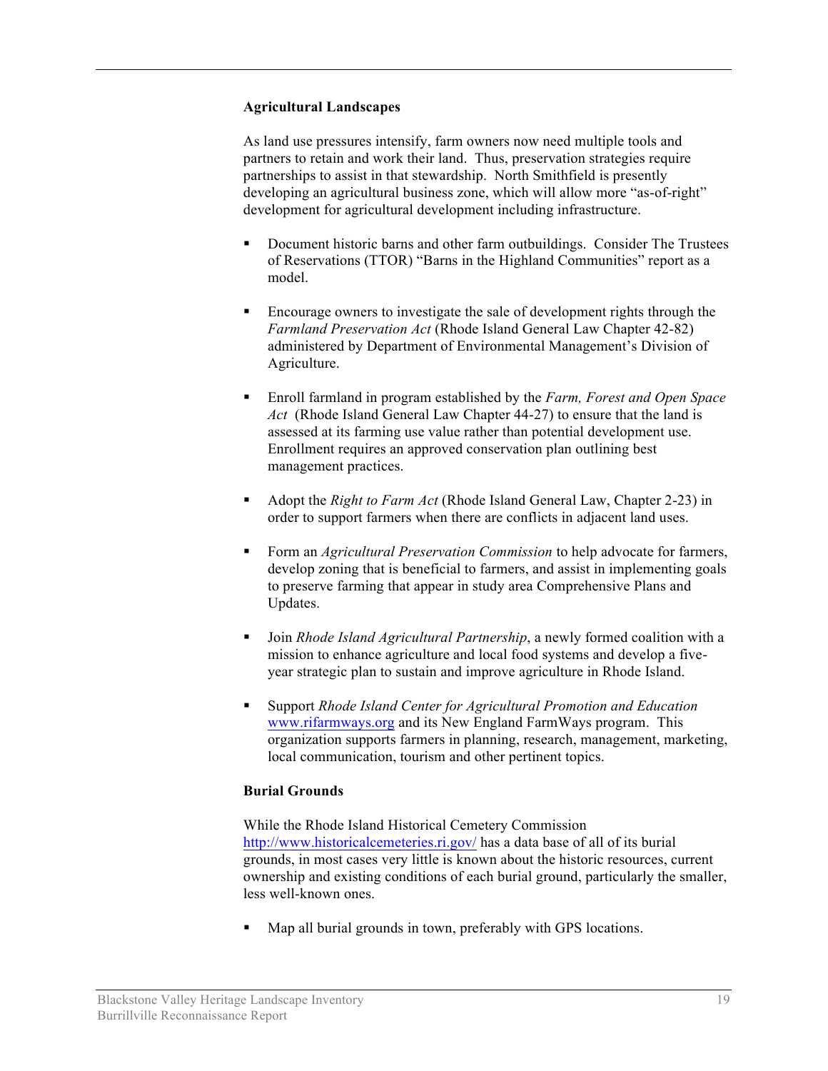**Agricultural Landscapes**

As land use pressures intensify, farm owners now need multiple tools and partners to retain and work their land. Thus, preservation strategies require partnerships to assist in that stewardship. North Smithfield is presently developing an agricultural business zone, which will allow more "as-of-right" development for agricultural development including infrastructure.

- Document historic barns and other farm outbuildings. Consider The Trustees of Reservations (TTOR) "Barns in the Highland Communities" report as a model.

- Encourage owners to investigate the sale of development rights through the *Farmland Preservation Act* (Rhode Island General Law Chapter 42-82) administered by Department of Environmental Management's Division of Agriculture.

- Enroll farmland in program established by the *Farm, Forest and Open Space Act* (Rhode Island General Law Chapter 44-27) to ensure that the land is assessed at its farming use value rather than potential development use. Enrollment requires an approved conservation plan outlining best management practices.

- Adopt the *Right to Farm Act* (Rhode Island General Law, Chapter 2-23) in order to support farmers when there are conflicts in adjacent land uses.

- Form an *Agricultural Preservation Commission* to help advocate for farmers, develop zoning that is beneficial to farmers, and assist in implementing goals to preserve farming that appear in study area Comprehensive Plans and Updates.

- Join *Rhode Island Agricultural Partnership*, a newly formed coalition with a mission to enhance agriculture and local food systems and develop a five-year strategic plan to sustain and improve agriculture in Rhode Island.

- Support *Rhode Island Center for Agricultural Promotion and Education* www.rifarmways.org and its New England FarmWays program. This organization supports farmers in planning, research, management, marketing, local communication, tourism and other pertinent topics.

**Burial Grounds**

While the Rhode Island Historical Cemetery Commission http://www.historicalcemeteries.ri.gov/ has a data base of all of its burial grounds, in most cases very little is known about the historic resources, current ownership and existing conditions of each burial ground, particularly the smaller, less well-known ones.

- Map all burial grounds in town, preferably with GPS locations.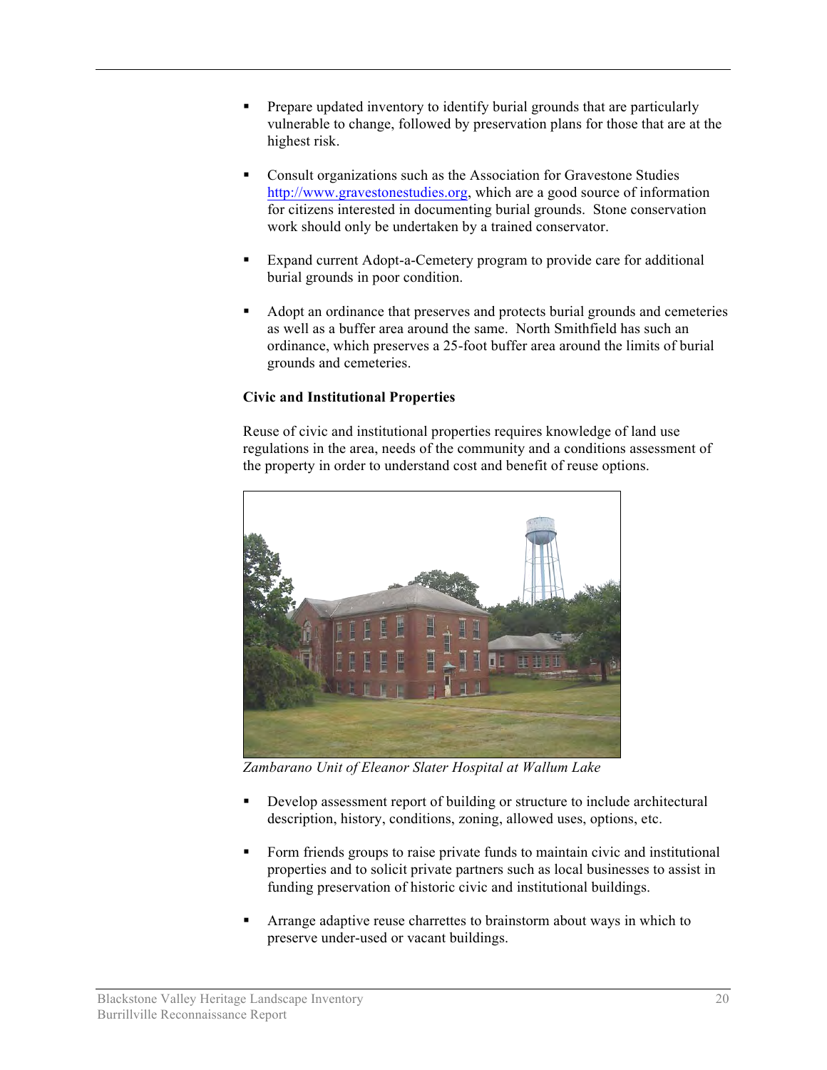- Prepare updated inventory to identify burial grounds that are particularly vulnerable to change, followed by preservation plans for those that are at the highest risk.

- Consult organizations such as the Association for Gravestone Studies http://www.gravestonestudies.org, which are a good source of information for citizens interested in documenting burial grounds. Stone conservation work should only be undertaken by a trained conservator.

- Expand current Adopt-a-Cemetery program to provide care for additional burial grounds in poor condition.

- Adopt an ordinance that preserves and protects burial grounds and cemeteries as well as a buffer area around the same. North Smithfield has such an ordinance, which preserves a 25-foot buffer area around the limits of burial grounds and cemeteries.

**Civic and Institutional Properties**

Reuse of civic and institutional properties requires knowledge of land use regulations in the area, needs of the community and a conditions assessment of the property in order to understand cost and benefit of reuse options.

*Zambarano Unit of Eleanor Slater Hospital at Wallum Lake*

- Develop assessment report of building or structure to include architectural description, history, conditions, zoning, allowed uses, options, etc.

- Form friends groups to raise private funds to maintain civic and institutional properties and to solicit private partners such as local businesses to assist in funding preservation of historic civic and institutional buildings.

- Arrange adaptive reuse charrettes to brainstorm about ways in which to preserve under-used or vacant buildings.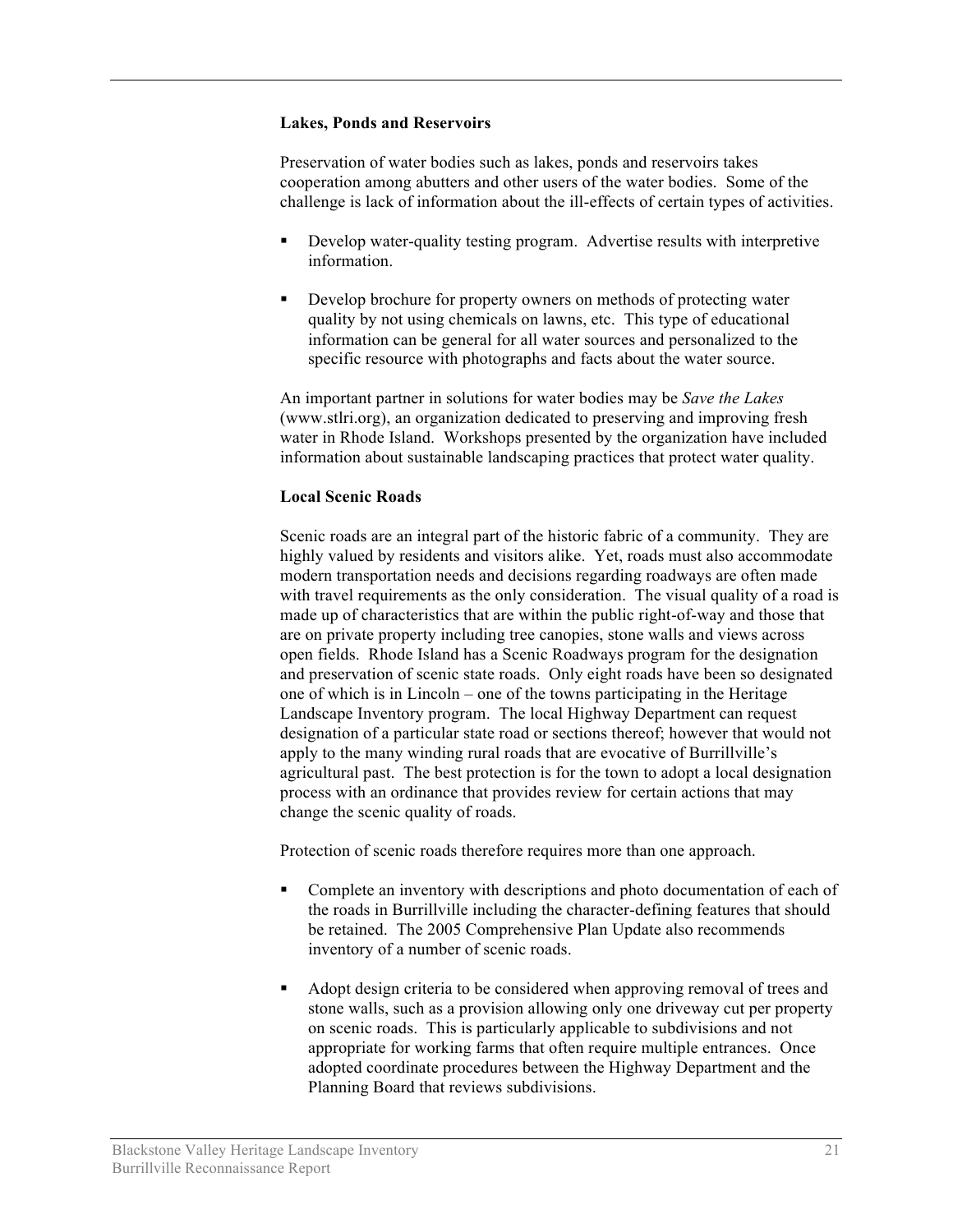**Lakes, Ponds and Reservoirs**

Preservation of water bodies such as lakes, ponds and reservoirs takes cooperation among abutters and other users of the water bodies. Some of the challenge is lack of information about the ill-effects of certain types of activities.

- Develop water-quality testing program. Advertise results with interpretive information.
- Develop brochure for property owners on methods of protecting water quality by not using chemicals on lawns, etc. This type of educational information can be general for all water sources and personalized to the specific resource with photographs and facts about the water source.

An important partner in solutions for water bodies may be *Save the Lakes* (www.stlri.org), an organization dedicated to preserving and improving fresh water in Rhode Island. Workshops presented by the organization have included information about sustainable landscaping practices that protect water quality.

**Local Scenic Roads**

Scenic roads are an integral part of the historic fabric of a community. They are highly valued by residents and visitors alike. Yet, roads must also accommodate modern transportation needs and decisions regarding roadways are often made with travel requirements as the only consideration. The visual quality of a road is made up of characteristics that are within the public right-of-way and those that are on private property including tree canopies, stone walls and views across open fields. Rhode Island has a Scenic Roadways program for the designation and preservation of scenic state roads. Only eight roads have been so designated one of which is in Lincoln – one of the towns participating in the Heritage Landscape Inventory program. The local Highway Department can request designation of a particular state road or sections thereof; however that would not apply to the many winding rural roads that are evocative of Burrillville's agricultural past. The best protection is for the town to adopt a local designation process with an ordinance that provides review for certain actions that may change the scenic quality of roads.

Protection of scenic roads therefore requires more than one approach.

- Complete an inventory with descriptions and photo documentation of each of the roads in Burrillville including the character-defining features that should be retained. The 2005 Comprehensive Plan Update also recommends inventory of a number of scenic roads.
- Adopt design criteria to be considered when approving removal of trees and stone walls, such as a provision allowing only one driveway cut per property on scenic roads. This is particularly applicable to subdivisions and not appropriate for working farms that often require multiple entrances. Once adopted coordinate procedures between the Highway Department and the Planning Board that reviews subdivisions.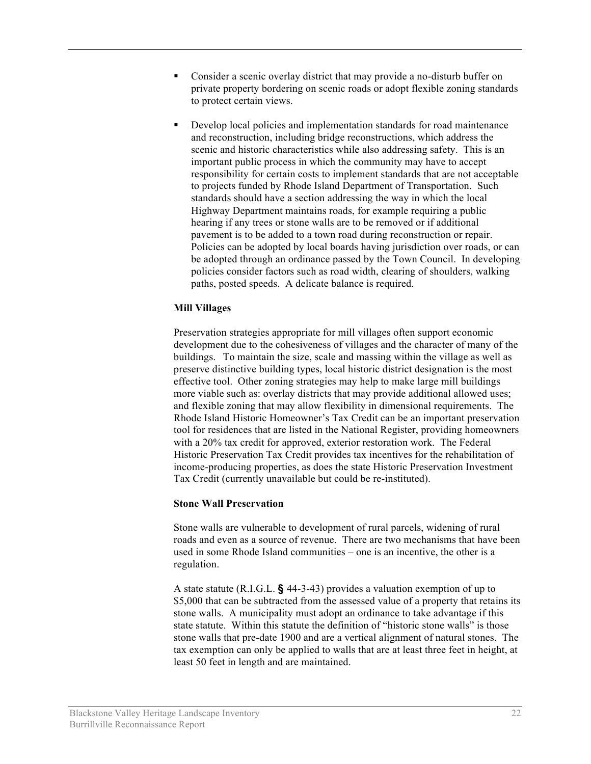- Consider a scenic overlay district that may provide a no-disturb buffer on private property bordering on scenic roads or adopt flexible zoning standards to protect certain views.

- Develop local policies and implementation standards for road maintenance and reconstruction, including bridge reconstructions, which address the scenic and historic characteristics while also addressing safety. This is an important public process in which the community may have to accept responsibility for certain costs to implement standards that are not acceptable to projects funded by Rhode Island Department of Transportation. Such standards should have a section addressing the way in which the local Highway Department maintains roads, for example requiring a public hearing if any trees or stone walls are to be removed or if additional pavement is to be added to a town road during reconstruction or repair. Policies can be adopted by local boards having jurisdiction over roads, or can be adopted through an ordinance passed by the Town Council. In developing policies consider factors such as road width, clearing of shoulders, walking paths, posted speeds. A delicate balance is required.

**Mill Villages**

Preservation strategies appropriate for mill villages often support economic development due to the cohesiveness of villages and the character of many of the buildings. To maintain the size, scale and massing within the village as well as preserve distinctive building types, local historic district designation is the most effective tool. Other zoning strategies may help to make large mill buildings more viable such as: overlay districts that may provide additional allowed uses; and flexible zoning that may allow flexibility in dimensional requirements. The Rhode Island Historic Homeowner's Tax Credit can be an important preservation tool for residences that are listed in the National Register, providing homeowners with a 20% tax credit for approved, exterior restoration work. The Federal Historic Preservation Tax Credit provides tax incentives for the rehabilitation of income-producing properties, as does the state Historic Preservation Investment Tax Credit (currently unavailable but could be re-instituted).

**Stone Wall Preservation**

Stone walls are vulnerable to development of rural parcels, widening of rural roads and even as a source of revenue. There are two mechanisms that have been used in some Rhode Island communities – one is an incentive, the other is a regulation.

A state statute (R.I.G.L. § 44-3-43) provides a valuation exemption of up to $5,000 that can be subtracted from the assessed value of a property that retains its stone walls. A municipality must adopt an ordinance to take advantage if this state statute. Within this statute the definition of "historic stone walls" is those stone walls that pre-date 1900 and are a vertical alignment of natural stones. The tax exemption can only be applied to walls that are at least three feet in height, at least 50 feet in length and are maintained.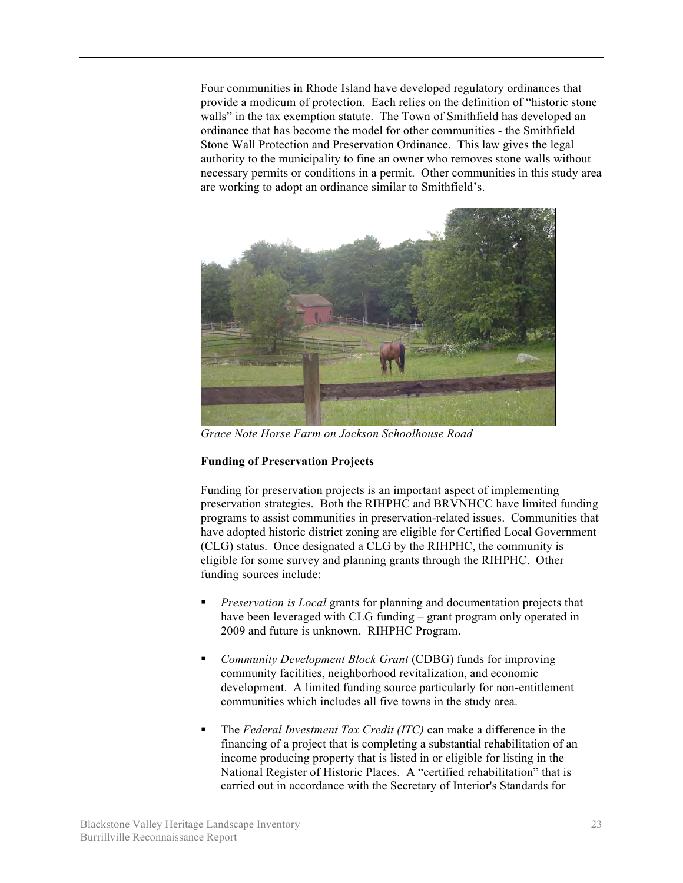Four communities in Rhode Island have developed regulatory ordinances that provide a modicum of protection. Each relies on the definition of "historic stone walls" in the tax exemption statute. The Town of Smithfield has developed an ordinance that has become the model for other communities - the Smithfield Stone Wall Protection and Preservation Ordinance. This law gives the legal authority to the municipality to fine an owner who removes stone walls without necessary permits or conditions in a permit. Other communities in this study area are working to adopt an ordinance similar to Smithfield's.

*Grace Note Horse Farm on Jackson Schoolhouse Road*

**Funding of Preservation Projects**

Funding for preservation projects is an important aspect of implementing preservation strategies. Both the RIHPHC and BRVNHCC have limited funding programs to assist communities in preservation-related issues. Communities that have adopted historic district zoning are eligible for Certified Local Government (CLG) status. Once designated a CLG by the RIHPHC, the community is eligible for some survey and planning grants through the RIHPHC. Other funding sources include:

- *Preservation is Local* grants for planning and documentation projects that have been leveraged with CLG funding – grant program only operated in 2009 and future is unknown. RIHPHC Program.

- *Community Development Block Grant* (CDBG) funds for improving community facilities, neighborhood revitalization, and economic development. A limited funding source particularly for non-entitlement communities which includes all five towns in the study area.

- The *Federal Investment Tax Credit (ITC)* can make a difference in the financing of a project that is completing a substantial rehabilitation of an income producing property that is listed in or eligible for listing in the National Register of Historic Places. A "certified rehabilitation" that is carried out in accordance with the Secretary of Interior's Standards for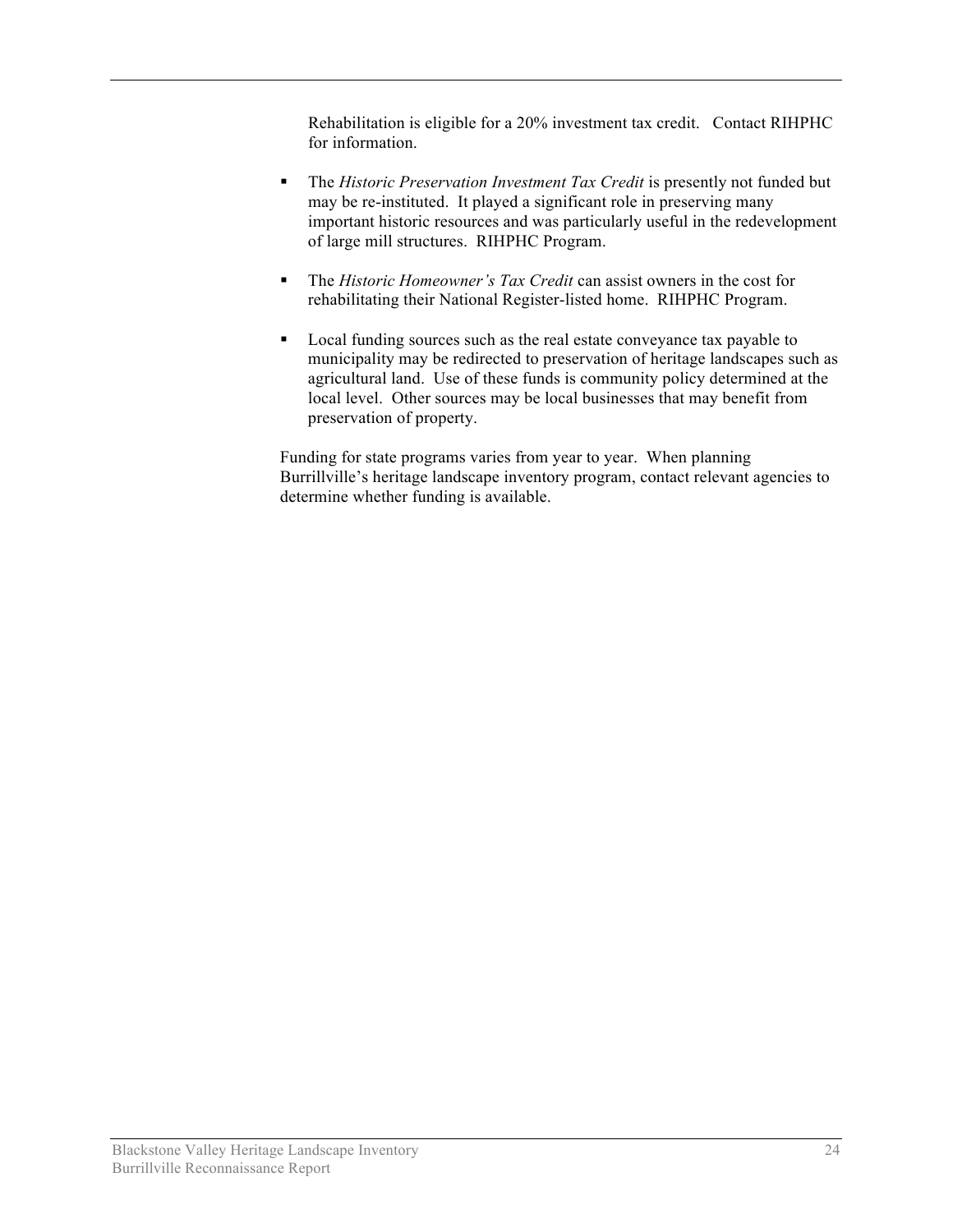Rehabilitation is eligible for a 20% investment tax credit. Contact RIHPHC for information.

- The *Historic Preservation Investment Tax Credit* is presently not funded but may be re-instituted. It played a significant role in preserving many important historic resources and was particularly useful in the redevelopment of large mill structures. RIHPHC Program.

- The *Historic Homeowner's Tax Credit* can assist owners in the cost for rehabilitating their National Register-listed home. RIHPHC Program.

- Local funding sources such as the real estate conveyance tax payable to municipality may be redirected to preservation of heritage landscapes such as agricultural land. Use of these funds is community policy determined at the local level. Other sources may be local businesses that may benefit from preservation of property.

Funding for state programs varies from year to year. When planning Burrillville's heritage landscape inventory program, contact relevant agencies to determine whether funding is available.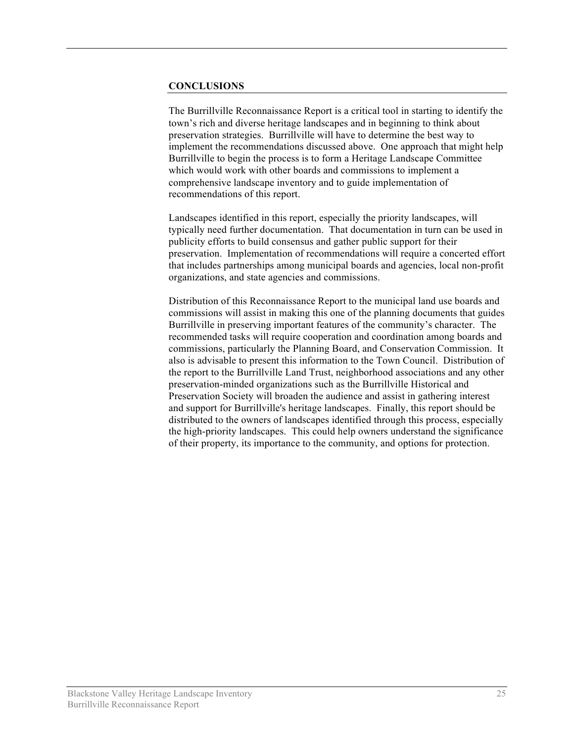## CONCLUSIONS

The Burrillville Reconnaissance Report is a critical tool in starting to identify the town's rich and diverse heritage landscapes and in beginning to think about preservation strategies. Burrillville will have to determine the best way to implement the recommendations discussed above. One approach that might help Burrillville to begin the process is to form a Heritage Landscape Committee which would work with other boards and commissions to implement a comprehensive landscape inventory and to guide implementation of recommendations of this report.

Landscapes identified in this report, especially the priority landscapes, will typically need further documentation. That documentation in turn can be used in publicity efforts to build consensus and gather public support for their preservation. Implementation of recommendations will require a concerted effort that includes partnerships among municipal boards and agencies, local non-profit organizations, and state agencies and commissions.

Distribution of this Reconnaissance Report to the municipal land use boards and commissions will assist in making this one of the planning documents that guides Burrillville in preserving important features of the community's character. The recommended tasks will require cooperation and coordination among boards and commissions, particularly the Planning Board, and Conservation Commission. It also is advisable to present this information to the Town Council. Distribution of the report to the Burrillville Land Trust, neighborhood associations and any other preservation-minded organizations such as the Burrillville Historical and Preservation Society will broaden the audience and assist in gathering interest and support for Burrillville's heritage landscapes. Finally, this report should be distributed to the owners of landscapes identified through this process, especially the high-priority landscapes. This could help owners understand the significance of their property, its importance to the community, and options for protection.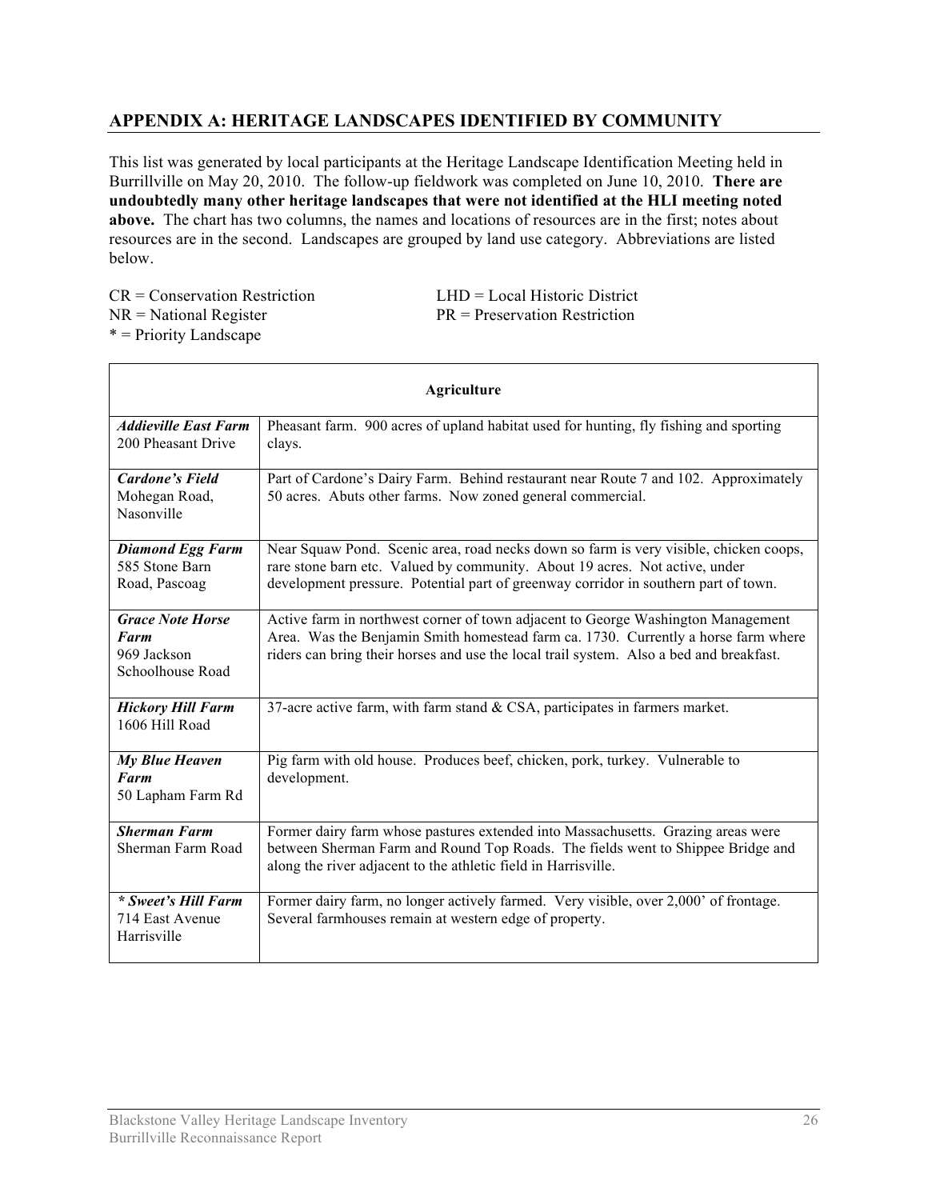## APPENDIX A: HERITAGE LANDSCAPES IDENTIFIED BY COMMUNITY

This list was generated by local participants at the Heritage Landscape Identification Meeting held in Burrillville on May 20, 2010. The follow-up fieldwork was completed on June 10, 2010. **There are undoubtedly many other heritage landscapes that were not identified at the HLI meeting noted above.** The chart has two columns, the names and locations of resources are in the first; notes about resources are in the second. Landscapes are grouped by land use category. Abbreviations are listed below.

CR = Conservation Restriction
LHD = Local Historic District
NR = National Register
PR = Preservation Restriction
* = Priority Landscape

| **Agriculture** | |
|---|---|
| ***Addieville East Farm*** 200 Pheasant Drive | Pheasant farm. 900 acres of upland habitat used for hunting, fly fishing and sporting clays. |
| ***Cardone's Field*** Mohegan Road, Nasonville | Part of Cardone's Dairy Farm. Behind restaurant near Route 7 and 102. Approximately 50 acres. Abuts other farms. Now zoned general commercial. |
| ***Diamond Egg Farm*** 585 Stone Barn Road, Pascoag | Near Squaw Pond. Scenic area, road necks down so farm is very visible, chicken coops, rare stone barn etc. Valued by community. About 19 acres. Not active, under development pressure. Potential part of greenway corridor in southern part of town. |
| ***Grace Note Horse Farm*** 969 Jackson Schoolhouse Road | Active farm in northwest corner of town adjacent to George Washington Management Area. Was the Benjamin Smith homestead farm ca. 1730. Currently a horse farm where riders can bring their horses and use the local trail system. Also a bed and breakfast. |
| ***Hickory Hill Farm*** 1606 Hill Road | 37-acre active farm, with farm stand & CSA, participates in farmers market. |
| ***My Blue Heaven Farm*** 50 Lapham Farm Rd | Pig farm with old house. Produces beef, chicken, pork, turkey. Vulnerable to development. |
| ***Sherman Farm*** Sherman Farm Road | Former dairy farm whose pastures extended into Massachusetts. Grazing areas were between Sherman Farm and Round Top Roads. The fields went to Shippee Bridge and along the river adjacent to the athletic field in Harrisville. |
| ***\* Sweet's Hill Farm*** 714 East Avenue Harrisville | Former dairy farm, no longer actively farmed. Very visible, over 2,000' of frontage. Several farmhouses remain at western edge of property. |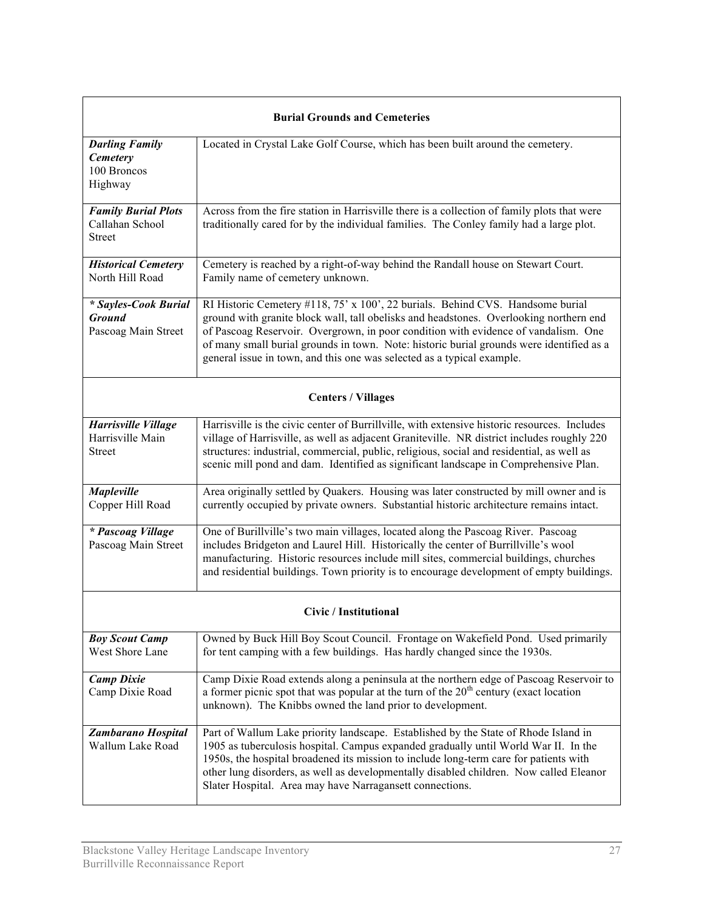| Burial Grounds and Cemeteries | |
|---|---|
| ***Darling Family Cemetery*** 100 Broncos Highway | Located in Crystal Lake Golf Course, which has been built around the cemetery. |
| ***Family Burial Plots*** Callahan School Street | Across from the fire station in Harrisville there is a collection of family plots that were traditionally cared for by the individual families. The Conley family had a large plot. |
| ***Historical Cemetery*** North Hill Road | Cemetery is reached by a right-of-way behind the Randall house on Stewart Court. Family name of cemetery unknown. |
| ***\* Sayles-Cook Burial Ground*** Pascoag Main Street | RI Historic Cemetery #118, 75' x 100', 22 burials. Behind CVS. Handsome burial ground with granite block wall, tall obelisks and headstones. Overlooking northern end of Pascoag Reservoir. Overgrown, in poor condition with evidence of vandalism. One of many small burial grounds in town. Note: historic burial grounds were identified as a general issue in town, and this one was selected as a typical example. |
| **Centers / Villages** | |
| ***Harrisville Village*** Harrisville Main Street | Harrisville is the civic center of Burrillville, with extensive historic resources. Includes village of Harrisville, as well as adjacent Graniteville. NR district includes roughly 220 structures: industrial, commercial, public, religious, social and residential, as well as scenic mill pond and dam. Identified as significant landscape in Comprehensive Plan. |
| ***Mapleville*** Copper Hill Road | Area originally settled by Quakers. Housing was later constructed by mill owner and is currently occupied by private owners. Substantial historic architecture remains intact. |
| ***\* Pascoag Village*** Pascoag Main Street | One of Burillville's two main villages, located along the Pascoag River. Pascoag includes Bridgeton and Laurel Hill. Historically the center of Burrillville's wool manufacturing. Historic resources include mill sites, commercial buildings, churches and residential buildings. Town priority is to encourage development of empty buildings. |
| **Civic / Institutional** | |
| ***Boy Scout Camp*** West Shore Lane | Owned by Buck Hill Boy Scout Council. Frontage on Wakefield Pond. Used primarily for tent camping with a few buildings. Has hardly changed since the 1930s. |
| ***Camp Dixie*** Camp Dixie Road | Camp Dixie Road extends along a peninsula at the northern edge of Pascoag Reservoir to a former picnic spot that was popular at the turn of the 20th century (exact location unknown). The Knibbs owned the land prior to development. |
| ***Zambarano Hospital*** Wallum Lake Road | Part of Wallum Lake priority landscape. Established by the State of Rhode Island in 1905 as tuberculosis hospital. Campus expanded gradually until World War II. In the 1950s, the hospital broadened its mission to include long-term care for patients with other lung disorders, as well as developmentally disabled children. Now called Eleanor Slater Hospital. Area may have Narragansett connections. |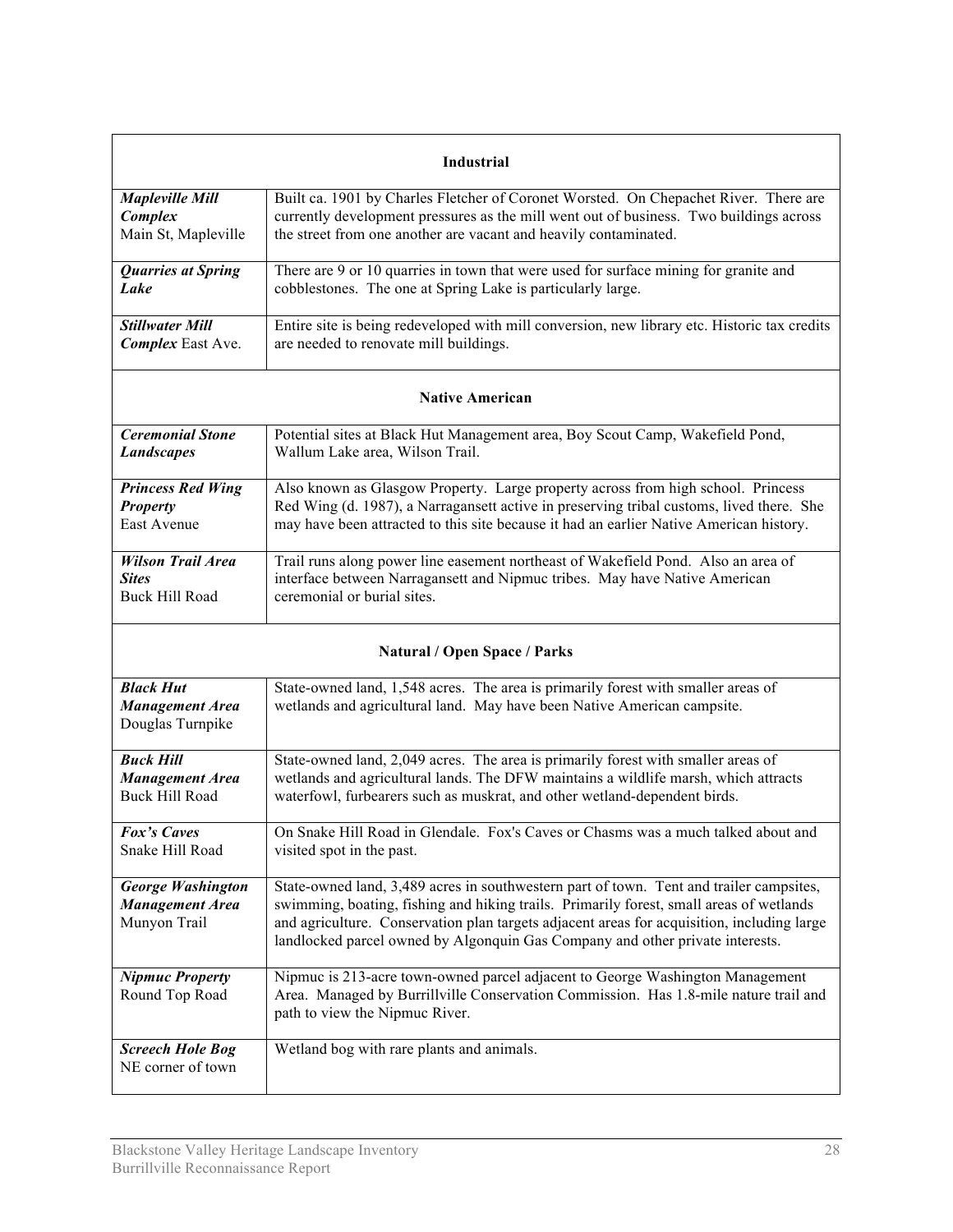| Industrial | |
|---|---|
| ***Mapleville Mill Complex*** Main St, Mapleville | Built ca. 1901 by Charles Fletcher of Coronet Worsted. On Chepachet River. There are currently development pressures as the mill went out of business. Two buildings across the street from one another are vacant and heavily contaminated. |
| ***Quarries at Spring Lake*** | There are 9 or 10 quarries in town that were used for surface mining for granite and cobblestones. The one at Spring Lake is particularly large. |
| ***Stillwater Mill Complex*** East Ave. | Entire site is being redeveloped with mill conversion, new library etc. Historic tax credits are needed to renovate mill buildings. |
| **Native American** | |
| ***Ceremonial Stone Landscapes*** | Potential sites at Black Hut Management area, Boy Scout Camp, Wakefield Pond, Wallum Lake area, Wilson Trail. |
| ***Princess Red Wing Property*** East Avenue | Also known as Glasgow Property. Large property across from high school. Princess Red Wing (d. 1987), a Narragansett active in preserving tribal customs, lived there. She may have been attracted to this site because it had an earlier Native American history. |
| ***Wilson Trail Area Sites*** Buck Hill Road | Trail runs along power line easement northeast of Wakefield Pond. Also an area of interface between Narragansett and Nipmuc tribes. May have Native American ceremonial or burial sites. |
| **Natural / Open Space / Parks** | |
| ***Black Hut Management Area*** Douglas Turnpike | State-owned land, 1,548 acres. The area is primarily forest with smaller areas of wetlands and agricultural land. May have been Native American campsite. |
| ***Buck Hill Management Area*** Buck Hill Road | State-owned land, 2,049 acres. The area is primarily forest with smaller areas of wetlands and agricultural lands. The DFW maintains a wildlife marsh, which attracts waterfowl, furbearers such as muskrat, and other wetland-dependent birds. |
| ***Fox's Caves*** Snake Hill Road | On Snake Hill Road in Glendale. Fox's Caves or Chasms was a much talked about and visited spot in the past. |
| ***George Washington Management Area*** Munyon Trail | State-owned land, 3,489 acres in southwestern part of town. Tent and trailer campsites, swimming, boating, fishing and hiking trails. Primarily forest, small areas of wetlands and agriculture. Conservation plan targets adjacent areas for acquisition, including large landlocked parcel owned by Algonquin Gas Company and other private interests. |
| ***Nipmuc Property*** Round Top Road | Nipmuc is 213-acre town-owned parcel adjacent to George Washington Management Area. Managed by Burrillville Conservation Commission. Has 1.8-mile nature trail and path to view the Nipmuc River. |
| ***Screech Hole Bog*** NE corner of town | Wetland bog with rare plants and animals. |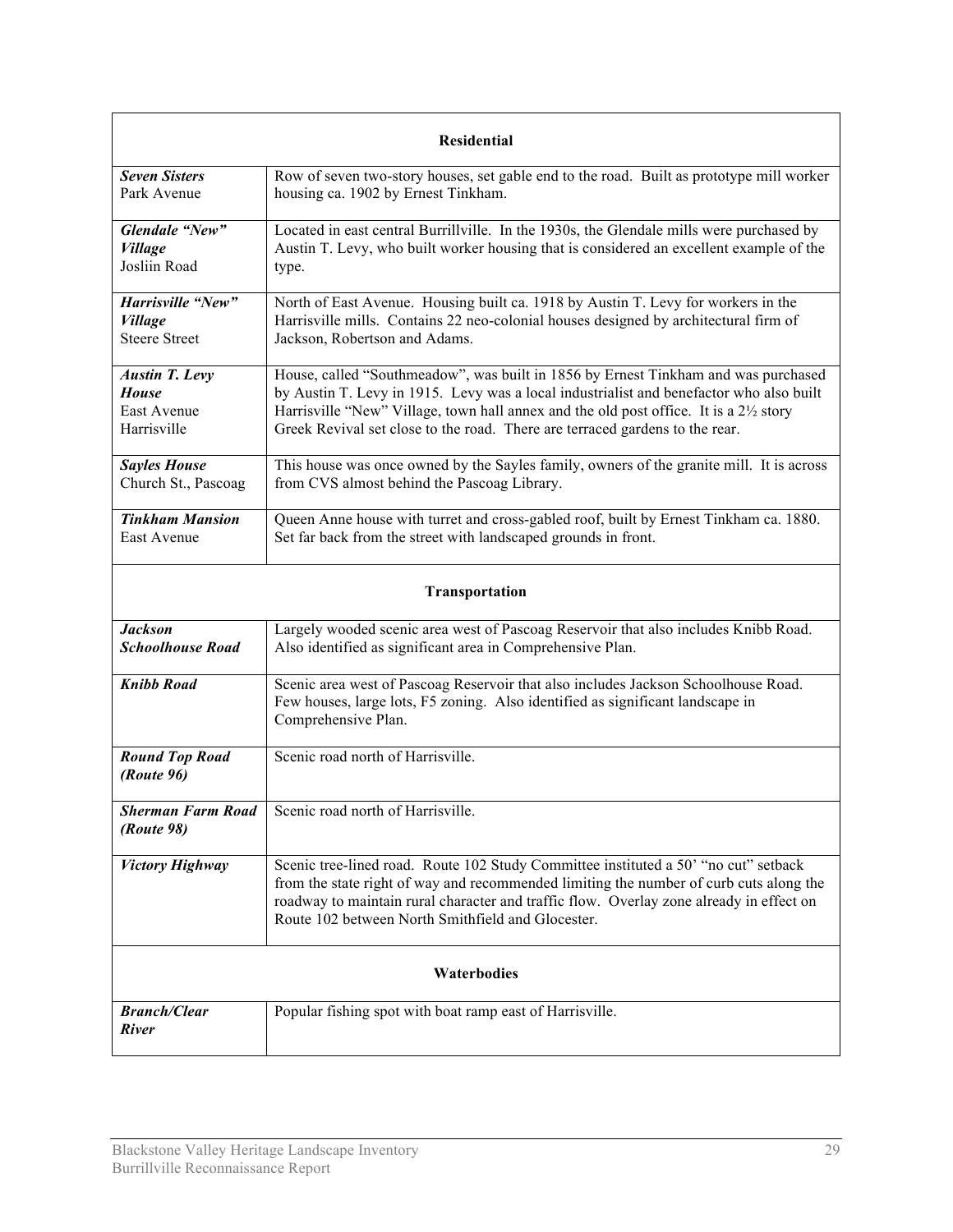| Residential | |
|---|---|
| ***Seven Sisters*** Park Avenue | Row of seven two-story houses, set gable end to the road. Built as prototype mill worker housing ca. 1902 by Ernest Tinkham. |
| ***Glendale "New" Village*** Josliin Road | Located in east central Burrillville. In the 1930s, the Glendale mills were purchased by Austin T. Levy, who built worker housing that is considered an excellent example of the type. |
| ***Harrisville "New" Village*** Steere Street | North of East Avenue. Housing built ca. 1918 by Austin T. Levy for workers in the Harrisville mills. Contains 22 neo-colonial houses designed by architectural firm of Jackson, Robertson and Adams. |
| ***Austin T. Levy House*** East Avenue Harrisville | House, called "Southmeadow", was built in 1856 by Ernest Tinkham and was purchased by Austin T. Levy in 1915. Levy was a local industrialist and benefactor who also built Harrisville "New" Village, town hall annex and the old post office. It is a 2½ story Greek Revival set close to the road. There are terraced gardens to the rear. |
| ***Sayles House*** Church St., Pascoag | This house was once owned by the Sayles family, owners of the granite mill. It is across from CVS almost behind the Pascoag Library. |
| ***Tinkham Mansion*** East Avenue | Queen Anne house with turret and cross-gabled roof, built by Ernest Tinkham ca. 1880. Set far back from the street with landscaped grounds in front. |
| **Transportation** | |
| ***Jackson Schoolhouse Road*** | Largely wooded scenic area west of Pascoag Reservoir that also includes Knibb Road. Also identified as significant area in Comprehensive Plan. |
| ***Knibb Road*** | Scenic area west of Pascoag Reservoir that also includes Jackson Schoolhouse Road. Few houses, large lots, F5 zoning. Also identified as significant landscape in Comprehensive Plan. |
| ***Round Top Road (Route 96)*** | Scenic road north of Harrisville. |
| ***Sherman Farm Road (Route 98)*** | Scenic road north of Harrisville. |
| ***Victory Highway*** | Scenic tree-lined road. Route 102 Study Committee instituted a 50' "no cut" setback from the state right of way and recommended limiting the number of curb cuts along the roadway to maintain rural character and traffic flow. Overlay zone already in effect on Route 102 between North Smithfield and Glocester. |
| **Waterbodies** | |
| ***Branch/Clear River*** | Popular fishing spot with boat ramp east of Harrisville. |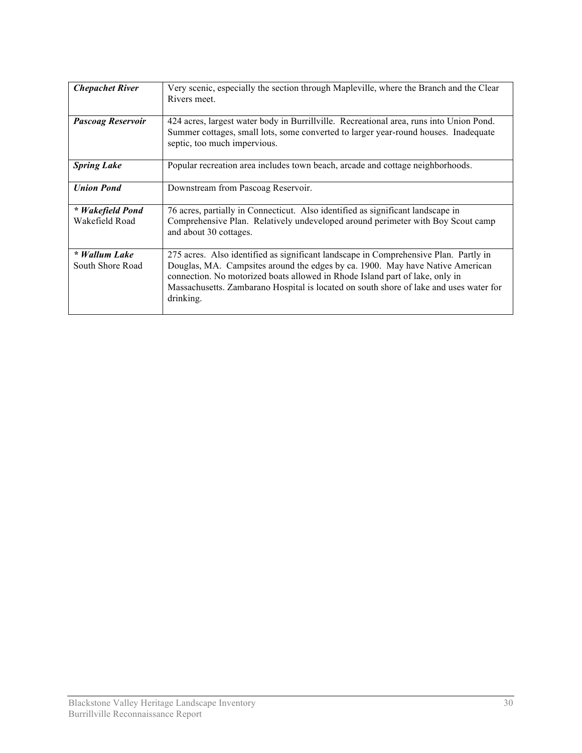| | |
|---|---|
| ***Chepachet River*** | Very scenic, especially the section through Mapleville, where the Branch and the Clear Rivers meet. |
| ***Pascoag Reservoir*** | 424 acres, largest water body in Burrillville. Recreational area, runs into Union Pond. Summer cottages, small lots, some converted to larger year-round houses. Inadequate septic, too much impervious. |
| ***Spring Lake*** | Popular recreation area includes town beach, arcade and cottage neighborhoods. |
| ***Union Pond*** | Downstream from Pascoag Reservoir. |
| ***\* Wakefield Pond*** Wakefield Road | 76 acres, partially in Connecticut. Also identified as significant landscape in Comprehensive Plan. Relatively undeveloped around perimeter with Boy Scout camp and about 30 cottages. |
| ***\* Wallum Lake*** South Shore Road | 275 acres. Also identified as significant landscape in Comprehensive Plan. Partly in Douglas, MA. Campsites around the edges by ca. 1900. May have Native American connection. No motorized boats allowed in Rhode Island part of lake, only in Massachusetts. Zambarano Hospital is located on south shore of lake and uses water for drinking. |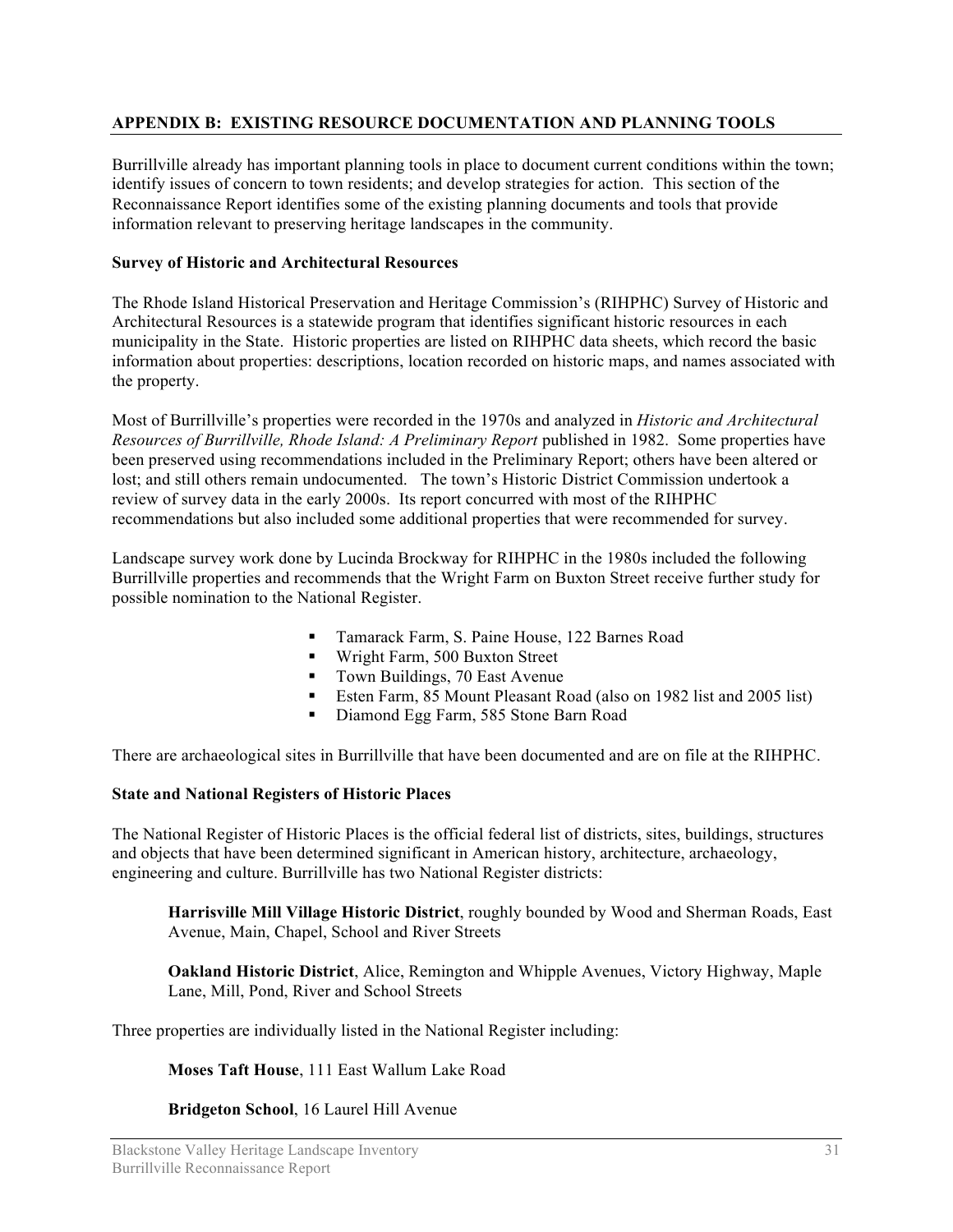## APPENDIX B: EXISTING RESOURCE DOCUMENTATION AND PLANNING TOOLS

Burrillville already has important planning tools in place to document current conditions within the town; identify issues of concern to town residents; and develop strategies for action. This section of the Reconnaissance Report identifies some of the existing planning documents and tools that provide information relevant to preserving heritage landscapes in the community.

### Survey of Historic and Architectural Resources

The Rhode Island Historical Preservation and Heritage Commission's (RIHPHC) Survey of Historic and Architectural Resources is a statewide program that identifies significant historic resources in each municipality in the State. Historic properties are listed on RIHPHC data sheets, which record the basic information about properties: descriptions, location recorded on historic maps, and names associated with the property.

Most of Burrillville's properties were recorded in the 1970s and analyzed in *Historic and Architectural Resources of Burrillville, Rhode Island: A Preliminary Report* published in 1982. Some properties have been preserved using recommendations included in the Preliminary Report; others have been altered or lost; and still others remain undocumented. The town's Historic District Commission undertook a review of survey data in the early 2000s. Its report concurred with most of the RIHPHC recommendations but also included some additional properties that were recommended for survey.

Landscape survey work done by Lucinda Brockway for RIHPHC in the 1980s included the following Burrillville properties and recommends that the Wright Farm on Buxton Street receive further study for possible nomination to the National Register.

- Tamarack Farm, S. Paine House, 122 Barnes Road
- Wright Farm, 500 Buxton Street
- Town Buildings, 70 East Avenue
- Esten Farm, 85 Mount Pleasant Road (also on 1982 list and 2005 list)
- Diamond Egg Farm, 585 Stone Barn Road

There are archaeological sites in Burrillville that have been documented and are on file at the RIHPHC.

### State and National Registers of Historic Places

The National Register of Historic Places is the official federal list of districts, sites, buildings, structures and objects that have been determined significant in American history, architecture, archaeology, engineering and culture. Burrillville has two National Register districts:

> **Harrisville Mill Village Historic District**, roughly bounded by Wood and Sherman Roads, East Avenue, Main, Chapel, School and River Streets
>
> **Oakland Historic District**, Alice, Remington and Whipple Avenues, Victory Highway, Maple Lane, Mill, Pond, River and School Streets

Three properties are individually listed in the National Register including:

> **Moses Taft House**, 111 East Wallum Lake Road
>
> **Bridgeton School**, 16 Laurel Hill Avenue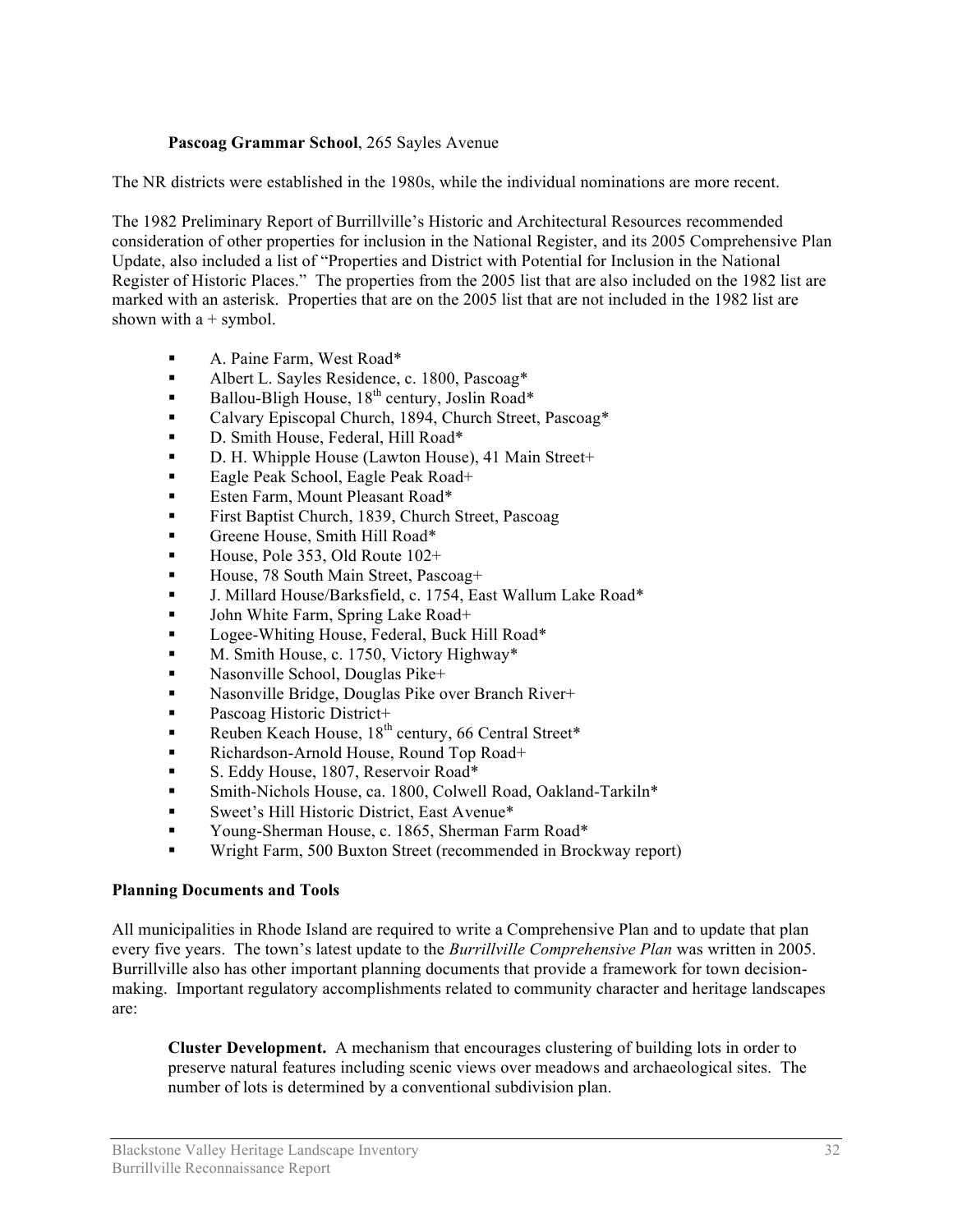**Pascoag Grammar School**, 265 Sayles Avenue

The NR districts were established in the 1980s, while the individual nominations are more recent.

The 1982 Preliminary Report of Burrillville's Historic and Architectural Resources recommended consideration of other properties for inclusion in the National Register, and its 2005 Comprehensive Plan Update, also included a list of "Properties and District with Potential for Inclusion in the National Register of Historic Places." The properties from the 2005 list that are also included on the 1982 list are marked with an asterisk. Properties that are on the 2005 list that are not included in the 1982 list are shown with a + symbol.

- A. Paine Farm, West Road*
- Albert L. Sayles Residence, c. 1800, Pascoag*
- Ballou-Bligh House, 18th century, Joslin Road*
- Calvary Episcopal Church, 1894, Church Street, Pascoag*
- D. Smith House, Federal, Hill Road*
- D. H. Whipple House (Lawton House), 41 Main Street+
- Eagle Peak School, Eagle Peak Road+
- Esten Farm, Mount Pleasant Road*
- First Baptist Church, 1839, Church Street, Pascoag
- Greene House, Smith Hill Road*
- House, Pole 353, Old Route 102+
- House, 78 South Main Street, Pascoag+
- J. Millard House/Barksfield, c. 1754, East Wallum Lake Road*
- John White Farm, Spring Lake Road+
- Logee-Whiting House, Federal, Buck Hill Road*
- M. Smith House, c. 1750, Victory Highway*
- Nasonville School, Douglas Pike+
- Nasonville Bridge, Douglas Pike over Branch River+
- Pascoag Historic District+
- Reuben Keach House, 18th century, 66 Central Street*
- Richardson-Arnold House, Round Top Road+
- S. Eddy House, 1807, Reservoir Road*
- Smith-Nichols House, ca. 1800, Colwell Road, Oakland-Tarkiln*
- Sweet's Hill Historic District, East Avenue*
- Young-Sherman House, c. 1865, Sherman Farm Road*
- Wright Farm, 500 Buxton Street (recommended in Brockway report)

**Planning Documents and Tools**

All municipalities in Rhode Island are required to write a Comprehensive Plan and to update that plan every five years. The town's latest update to the *Burrillville Comprehensive Plan* was written in 2005. Burrillville also has other important planning documents that provide a framework for town decision-making. Important regulatory accomplishments related to community character and heritage landscapes are:

**Cluster Development.** A mechanism that encourages clustering of building lots in order to preserve natural features including scenic views over meadows and archaeological sites. The number of lots is determined by a conventional subdivision plan.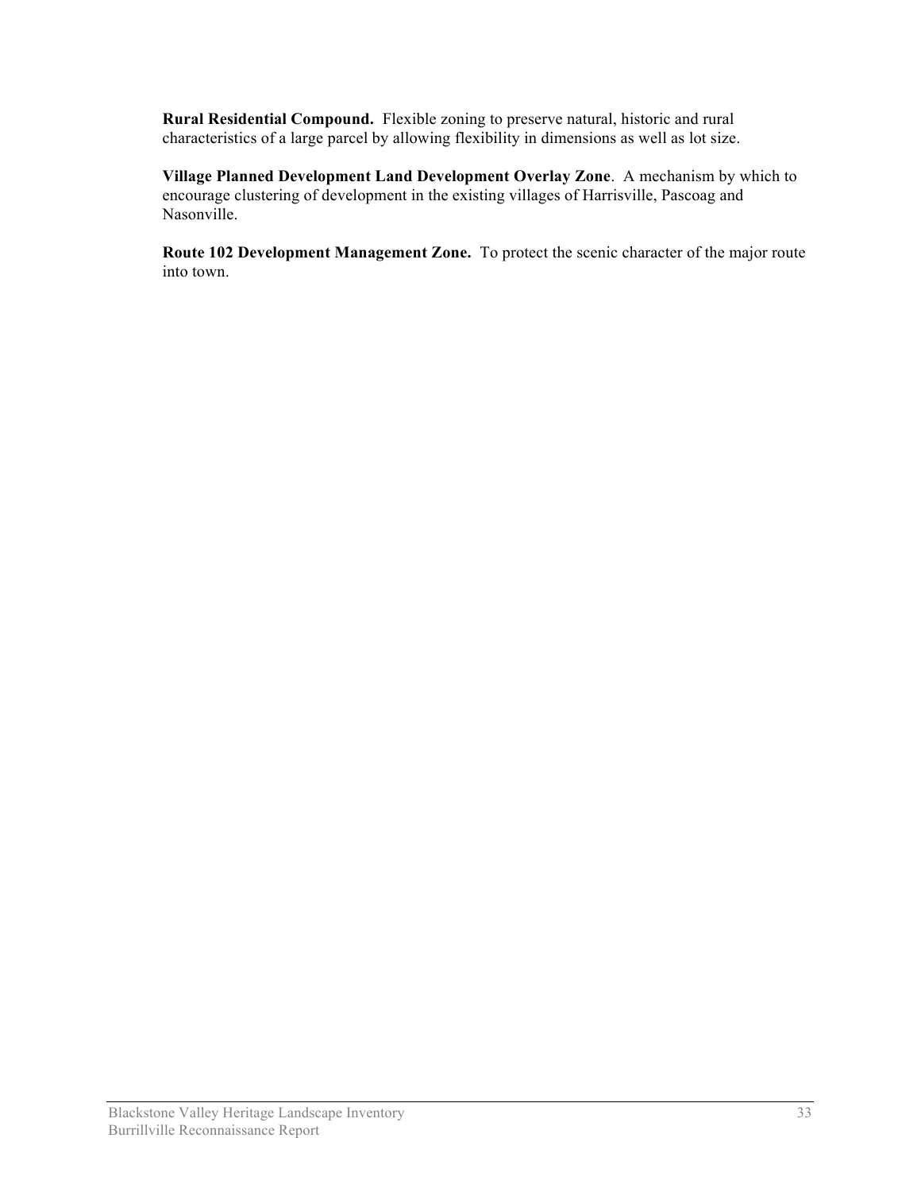**Rural Residential Compound.** Flexible zoning to preserve natural, historic and rural characteristics of a large parcel by allowing flexibility in dimensions as well as lot size.

**Village Planned Development Land Development Overlay Zone**. A mechanism by which to encourage clustering of development in the existing villages of Harrisville, Pascoag and Nasonville.

**Route 102 Development Management Zone.** To protect the scenic character of the major route into town.